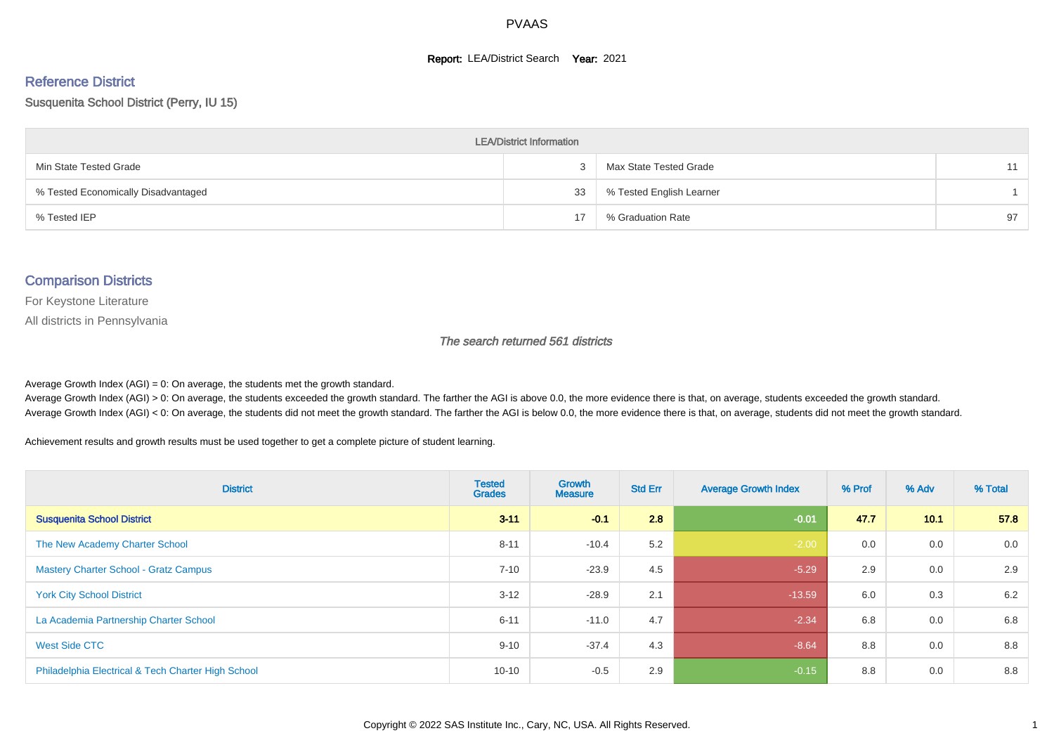# PVAAS

**Report:** LEA/District Search **Year:** 2021

## Reference District

Susquenita School District (Perry, IU 15)

| LEA/District Information | | | |
|---|---|---|---|
| Min State Tested Grade | 3 | Max State Tested Grade | 11 |
| % Tested Economically Disadvantaged | 33 | % Tested English Learner | 1 |
| % Tested IEP | 17 | % Graduation Rate | 97 |

## Comparison Districts

For Keystone Literature

All districts in Pennsylvania

*The search returned 561 districts*

Average Growth Index (AGI) = 0: On average, the students met the growth standard.
Average Growth Index (AGI) > 0: On average, the students exceeded the growth standard. The farther the AGI is above 0.0, the more evidence there is that, on average, students exceeded the growth standard.
Average Growth Index (AGI) < 0: On average, the students did not meet the growth standard. The farther the AGI is below 0.0, the more evidence there is that, on average, students did not meet the growth standard.

Achievement results and growth results must be used together to get a complete picture of student learning.

| District | Tested Grades | Growth Measure | Std Err | Average Growth Index | % Prof | % Adv | % Total |
|---|---|---|---|---|---|---|---|
| **Susquenita School District** | **3-11** | **-0.1** | **2.8** | **-0.01** | **47.7** | **10.1** | **57.8** |
| The New Academy Charter School | 8-11 | -10.4 | 5.2 | -2.00 | 0.0 | 0.0 | 0.0 |
| Mastery Charter School - Gratz Campus | 7-10 | -23.9 | 4.5 | -5.29 | 2.9 | 0.0 | 2.9 |
| York City School District | 3-12 | -28.9 | 2.1 | -13.59 | 6.0 | 0.3 | 6.2 |
| La Academia Partnership Charter School | 6-11 | -11.0 | 4.7 | -2.34 | 6.8 | 0.0 | 6.8 |
| West Side CTC | 9-10 | -37.4 | 4.3 | -8.64 | 8.8 | 0.0 | 8.8 |
| Philadelphia Electrical & Tech Charter High School | 10-10 | -0.5 | 2.9 | -0.15 | 8.8 | 0.0 | 8.8 |

Copyright © 2022 SAS Institute Inc., Cary, NC, USA. All Rights Reserved.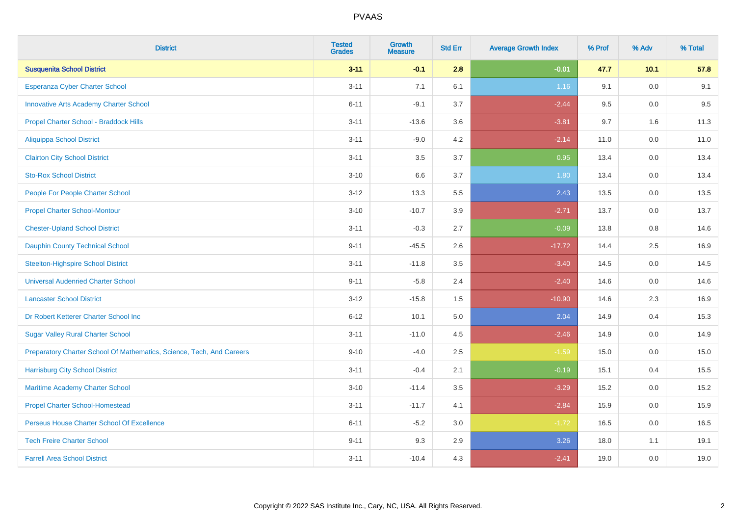# PVAAS

| District | Tested Grades | Growth Measure | Std Err | Average Growth Index | % Prof | % Adv | % Total |
|---|---|---|---|---|---|---|---|
| **Susquenita School District** | **3-11** | **-0.1** | **2.8** | **-0.01** | **47.7** | **10.1** | **57.8** |
| Esperanza Cyber Charter School | 3-11 | 7.1 | 6.1 | 1.16 | 9.1 | 0.0 | 9.1 |
| Innovative Arts Academy Charter School | 6-11 | -9.1 | 3.7 | -2.44 | 9.5 | 0.0 | 9.5 |
| Propel Charter School - Braddock Hills | 3-11 | -13.6 | 3.6 | -3.81 | 9.7 | 1.6 | 11.3 |
| Aliquippa School District | 3-11 | -9.0 | 4.2 | -2.14 | 11.0 | 0.0 | 11.0 |
| Clairton City School District | 3-11 | 3.5 | 3.7 | 0.95 | 13.4 | 0.0 | 13.4 |
| Sto-Rox School District | 3-10 | 6.6 | 3.7 | 1.80 | 13.4 | 0.0 | 13.4 |
| People For People Charter School | 3-12 | 13.3 | 5.5 | 2.43 | 13.5 | 0.0 | 13.5 |
| Propel Charter School-Montour | 3-10 | -10.7 | 3.9 | -2.71 | 13.7 | 0.0 | 13.7 |
| Chester-Upland School District | 3-11 | -0.3 | 2.7 | -0.09 | 13.8 | 0.8 | 14.6 |
| Dauphin County Technical School | 9-11 | -45.5 | 2.6 | -17.72 | 14.4 | 2.5 | 16.9 |
| Steelton-Highspire School District | 3-11 | -11.8 | 3.5 | -3.40 | 14.5 | 0.0 | 14.5 |
| Universal Audenried Charter School | 9-11 | -5.8 | 2.4 | -2.40 | 14.6 | 0.0 | 14.6 |
| Lancaster School District | 3-12 | -15.8 | 1.5 | -10.90 | 14.6 | 2.3 | 16.9 |
| Dr Robert Ketterer Charter School Inc | 6-12 | 10.1 | 5.0 | 2.04 | 14.9 | 0.4 | 15.3 |
| Sugar Valley Rural Charter School | 3-11 | -11.0 | 4.5 | -2.46 | 14.9 | 0.0 | 14.9 |
| Preparatory Charter School Of Mathematics, Science, Tech, And Careers | 9-10 | -4.0 | 2.5 | -1.59 | 15.0 | 0.0 | 15.0 |
| Harrisburg City School District | 3-11 | -0.4 | 2.1 | -0.19 | 15.1 | 0.4 | 15.5 |
| Maritime Academy Charter School | 3-10 | -11.4 | 3.5 | -3.29 | 15.2 | 0.0 | 15.2 |
| Propel Charter School-Homestead | 3-11 | -11.7 | 4.1 | -2.84 | 15.9 | 0.0 | 15.9 |
| Perseus House Charter School Of Excellence | 6-11 | -5.2 | 3.0 | -1.72 | 16.5 | 0.0 | 16.5 |
| Tech Freire Charter School | 9-11 | 9.3 | 2.9 | 3.26 | 18.0 | 1.1 | 19.1 |
| Farrell Area School District | 3-11 | -10.4 | 4.3 | -2.41 | 19.0 | 0.0 | 19.0 |

Copyright © 2022 SAS Institute Inc., Cary, NC, USA. All Rights Reserved.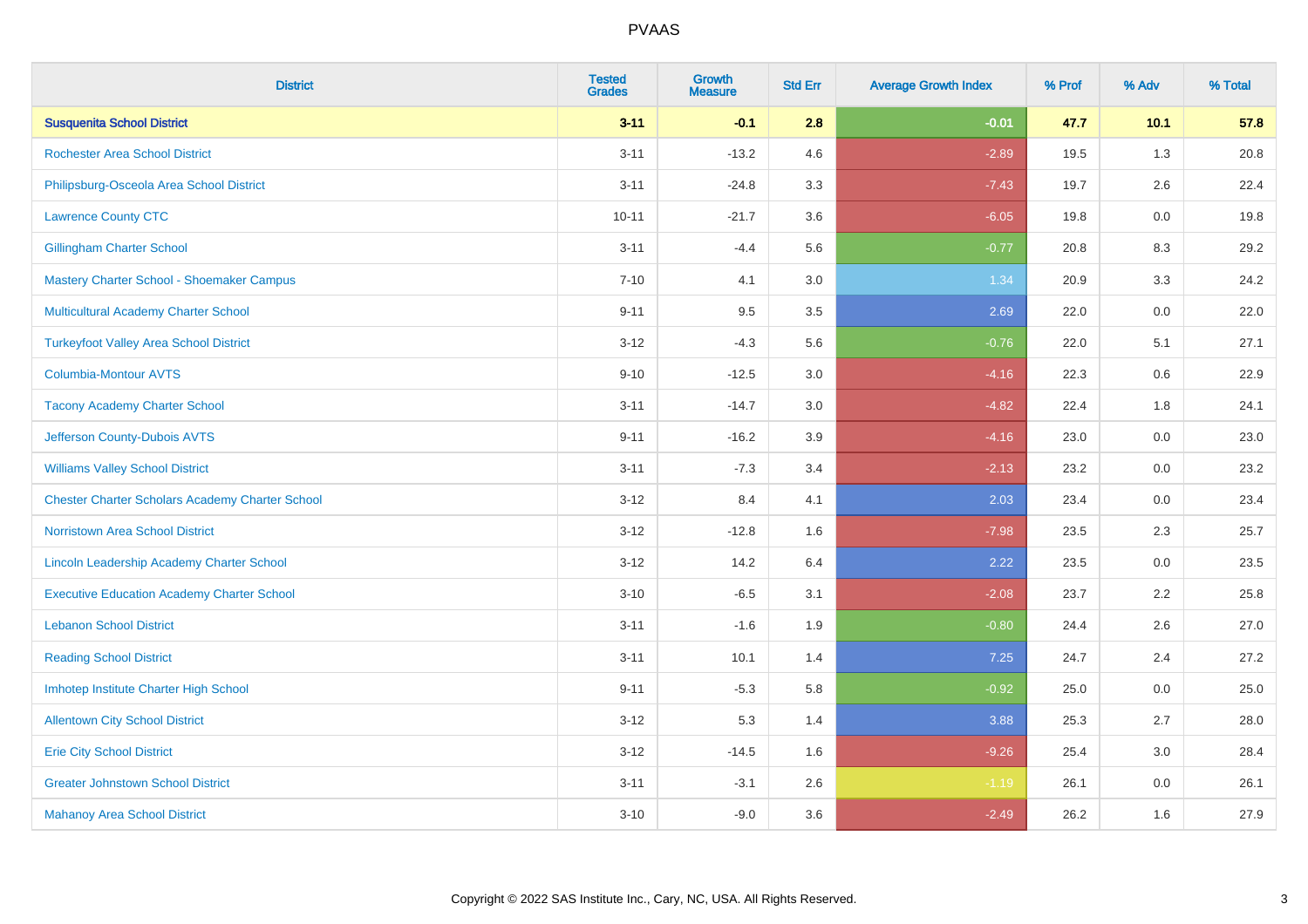# PVAAS

| District | Tested Grades | Growth Measure | Std Err | Average Growth Index | % Prof | % Adv | % Total |
|---|---|---|---|---|---|---|---|
| **Susquenita School District** | **3-11** | **-0.1** | **2.8** | **-0.01** | **47.7** | **10.1** | **57.8** |
| Rochester Area School District | 3-11 | -13.2 | 4.6 | -2.89 | 19.5 | 1.3 | 20.8 |
| Philipsburg-Osceola Area School District | 3-11 | -24.8 | 3.3 | -7.43 | 19.7 | 2.6 | 22.4 |
| Lawrence County CTC | 10-11 | -21.7 | 3.6 | -6.05 | 19.8 | 0.0 | 19.8 |
| Gillingham Charter School | 3-11 | -4.4 | 5.6 | -0.77 | 20.8 | 8.3 | 29.2 |
| Mastery Charter School - Shoemaker Campus | 7-10 | 4.1 | 3.0 | 1.34 | 20.9 | 3.3 | 24.2 |
| Multicultural Academy Charter School | 9-11 | 9.5 | 3.5 | 2.69 | 22.0 | 0.0 | 22.0 |
| Turkeyfoot Valley Area School District | 3-12 | -4.3 | 5.6 | -0.76 | 22.0 | 5.1 | 27.1 |
| Columbia-Montour AVTS | 9-10 | -12.5 | 3.0 | -4.16 | 22.3 | 0.6 | 22.9 |
| Tacony Academy Charter School | 3-11 | -14.7 | 3.0 | -4.82 | 22.4 | 1.8 | 24.1 |
| Jefferson County-Dubois AVTS | 9-11 | -16.2 | 3.9 | -4.16 | 23.0 | 0.0 | 23.0 |
| Williams Valley School District | 3-11 | -7.3 | 3.4 | -2.13 | 23.2 | 0.0 | 23.2 |
| Chester Charter Scholars Academy Charter School | 3-12 | 8.4 | 4.1 | 2.03 | 23.4 | 0.0 | 23.4 |
| Norristown Area School District | 3-12 | -12.8 | 1.6 | -7.98 | 23.5 | 2.3 | 25.7 |
| Lincoln Leadership Academy Charter School | 3-12 | 14.2 | 6.4 | 2.22 | 23.5 | 0.0 | 23.5 |
| Executive Education Academy Charter School | 3-10 | -6.5 | 3.1 | -2.08 | 23.7 | 2.2 | 25.8 |
| Lebanon School District | 3-11 | -1.6 | 1.9 | -0.80 | 24.4 | 2.6 | 27.0 |
| Reading School District | 3-11 | 10.1 | 1.4 | 7.25 | 24.7 | 2.4 | 27.2 |
| Imhotep Institute Charter High School | 9-11 | -5.3 | 5.8 | -0.92 | 25.0 | 0.0 | 25.0 |
| Allentown City School District | 3-12 | 5.3 | 1.4 | 3.88 | 25.3 | 2.7 | 28.0 |
| Erie City School District | 3-12 | -14.5 | 1.6 | -9.26 | 25.4 | 3.0 | 28.4 |
| Greater Johnstown School District | 3-11 | -3.1 | 2.6 | -1.19 | 26.1 | 0.0 | 26.1 |
| Mahanoy Area School District | 3-10 | -9.0 | 3.6 | -2.49 | 26.2 | 1.6 | 27.9 |

Copyright © 2022 SAS Institute Inc., Cary, NC, USA. All Rights Reserved.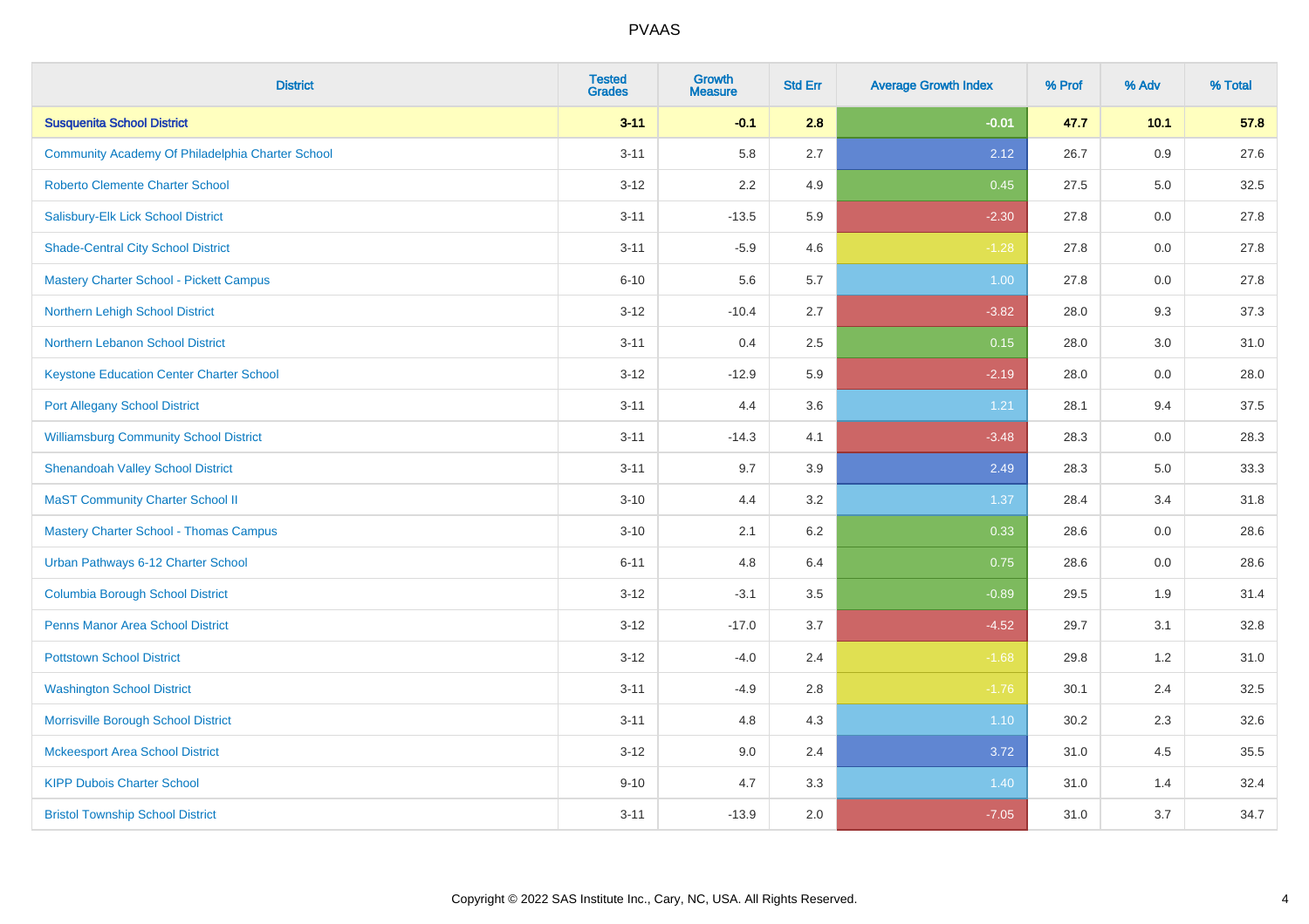# PVAAS

| District | Tested Grades | Growth Measure | Std Err | Average Growth Index | % Prof | % Adv | % Total |
|---|---|---|---|---|---|---|---|
| **Susquenita School District** | **3-11** | **-0.1** | **2.8** | **-0.01** | **47.7** | **10.1** | **57.8** |
| Community Academy Of Philadelphia Charter School | 3-11 | 5.8 | 2.7 | 2.12 | 26.7 | 0.9 | 27.6 |
| Roberto Clemente Charter School | 3-12 | 2.2 | 4.9 | 0.45 | 27.5 | 5.0 | 32.5 |
| Salisbury-Elk Lick School District | 3-11 | -13.5 | 5.9 | -2.30 | 27.8 | 0.0 | 27.8 |
| Shade-Central City School District | 3-11 | -5.9 | 4.6 | -1.28 | 27.8 | 0.0 | 27.8 |
| Mastery Charter School - Pickett Campus | 6-10 | 5.6 | 5.7 | 1.00 | 27.8 | 0.0 | 27.8 |
| Northern Lehigh School District | 3-12 | -10.4 | 2.7 | -3.82 | 28.0 | 9.3 | 37.3 |
| Northern Lebanon School District | 3-11 | 0.4 | 2.5 | 0.15 | 28.0 | 3.0 | 31.0 |
| Keystone Education Center Charter School | 3-12 | -12.9 | 5.9 | -2.19 | 28.0 | 0.0 | 28.0 |
| Port Allegany School District | 3-11 | 4.4 | 3.6 | 1.21 | 28.1 | 9.4 | 37.5 |
| Williamsburg Community School District | 3-11 | -14.3 | 4.1 | -3.48 | 28.3 | 0.0 | 28.3 |
| Shenandoah Valley School District | 3-11 | 9.7 | 3.9 | 2.49 | 28.3 | 5.0 | 33.3 |
| MaST Community Charter School II | 3-10 | 4.4 | 3.2 | 1.37 | 28.4 | 3.4 | 31.8 |
| Mastery Charter School - Thomas Campus | 3-10 | 2.1 | 6.2 | 0.33 | 28.6 | 0.0 | 28.6 |
| Urban Pathways 6-12 Charter School | 6-11 | 4.8 | 6.4 | 0.75 | 28.6 | 0.0 | 28.6 |
| Columbia Borough School District | 3-12 | -3.1 | 3.5 | -0.89 | 29.5 | 1.9 | 31.4 |
| Penns Manor Area School District | 3-12 | -17.0 | 3.7 | -4.52 | 29.7 | 3.1 | 32.8 |
| Pottstown School District | 3-12 | -4.0 | 2.4 | -1.68 | 29.8 | 1.2 | 31.0 |
| Washington School District | 3-11 | -4.9 | 2.8 | -1.76 | 30.1 | 2.4 | 32.5 |
| Morrisville Borough School District | 3-11 | 4.8 | 4.3 | 1.10 | 30.2 | 2.3 | 32.6 |
| Mckeesport Area School District | 3-12 | 9.0 | 2.4 | 3.72 | 31.0 | 4.5 | 35.5 |
| KIPP Dubois Charter School | 9-10 | 4.7 | 3.3 | 1.40 | 31.0 | 1.4 | 32.4 |
| Bristol Township School District | 3-11 | -13.9 | 2.0 | -7.05 | 31.0 | 3.7 | 34.7 |

Copyright © 2022 SAS Institute Inc., Cary, NC, USA. All Rights Reserved.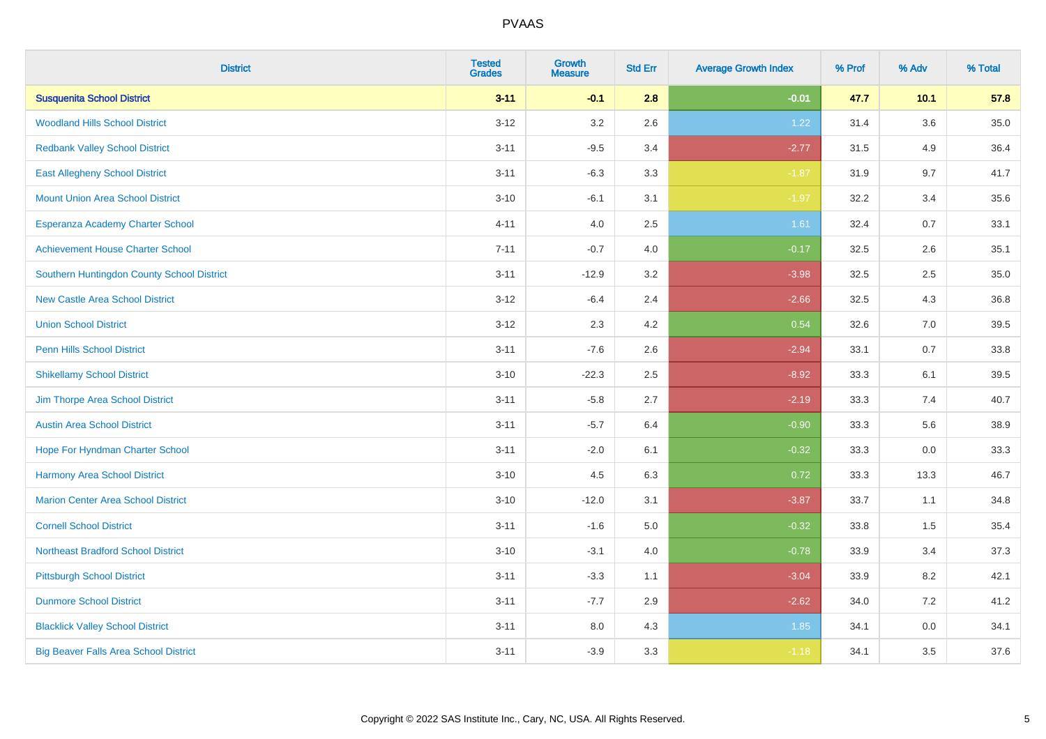# PVAAS

| District | Tested Grades | Growth Measure | Std Err | Average Growth Index | % Prof | % Adv | % Total |
|---|---|---|---|---|---|---|---|
| **Susquenita School District** | **3-11** | **-0.1** | **2.8** | **-0.01** | **47.7** | **10.1** | **57.8** |
| Woodland Hills School District | 3-12 | 3.2 | 2.6 | 1.22 | 31.4 | 3.6 | 35.0 |
| Redbank Valley School District | 3-11 | -9.5 | 3.4 | -2.77 | 31.5 | 4.9 | 36.4 |
| East Allegheny School District | 3-11 | -6.3 | 3.3 | -1.87 | 31.9 | 9.7 | 41.7 |
| Mount Union Area School District | 3-10 | -6.1 | 3.1 | -1.97 | 32.2 | 3.4 | 35.6 |
| Esperanza Academy Charter School | 4-11 | 4.0 | 2.5 | 1.61 | 32.4 | 0.7 | 33.1 |
| Achievement House Charter School | 7-11 | -0.7 | 4.0 | -0.17 | 32.5 | 2.6 | 35.1 |
| Southern Huntingdon County School District | 3-11 | -12.9 | 3.2 | -3.98 | 32.5 | 2.5 | 35.0 |
| New Castle Area School District | 3-12 | -6.4 | 2.4 | -2.66 | 32.5 | 4.3 | 36.8 |
| Union School District | 3-12 | 2.3 | 4.2 | 0.54 | 32.6 | 7.0 | 39.5 |
| Penn Hills School District | 3-11 | -7.6 | 2.6 | -2.94 | 33.1 | 0.7 | 33.8 |
| Shikellamy School District | 3-10 | -22.3 | 2.5 | -8.92 | 33.3 | 6.1 | 39.5 |
| Jim Thorpe Area School District | 3-11 | -5.8 | 2.7 | -2.19 | 33.3 | 7.4 | 40.7 |
| Austin Area School District | 3-11 | -5.7 | 6.4 | -0.90 | 33.3 | 5.6 | 38.9 |
| Hope For Hyndman Charter School | 3-11 | -2.0 | 6.1 | -0.32 | 33.3 | 0.0 | 33.3 |
| Harmony Area School District | 3-10 | 4.5 | 6.3 | 0.72 | 33.3 | 13.3 | 46.7 |
| Marion Center Area School District | 3-10 | -12.0 | 3.1 | -3.87 | 33.7 | 1.1 | 34.8 |
| Cornell School District | 3-11 | -1.6 | 5.0 | -0.32 | 33.8 | 1.5 | 35.4 |
| Northeast Bradford School District | 3-10 | -3.1 | 4.0 | -0.78 | 33.9 | 3.4 | 37.3 |
| Pittsburgh School District | 3-11 | -3.3 | 1.1 | -3.04 | 33.9 | 8.2 | 42.1 |
| Dunmore School District | 3-11 | -7.7 | 2.9 | -2.62 | 34.0 | 7.2 | 41.2 |
| Blacklick Valley School District | 3-11 | 8.0 | 4.3 | 1.85 | 34.1 | 0.0 | 34.1 |
| Big Beaver Falls Area School District | 3-11 | -3.9 | 3.3 | -1.18 | 34.1 | 3.5 | 37.6 |

Copyright © 2022 SAS Institute Inc., Cary, NC, USA. All Rights Reserved.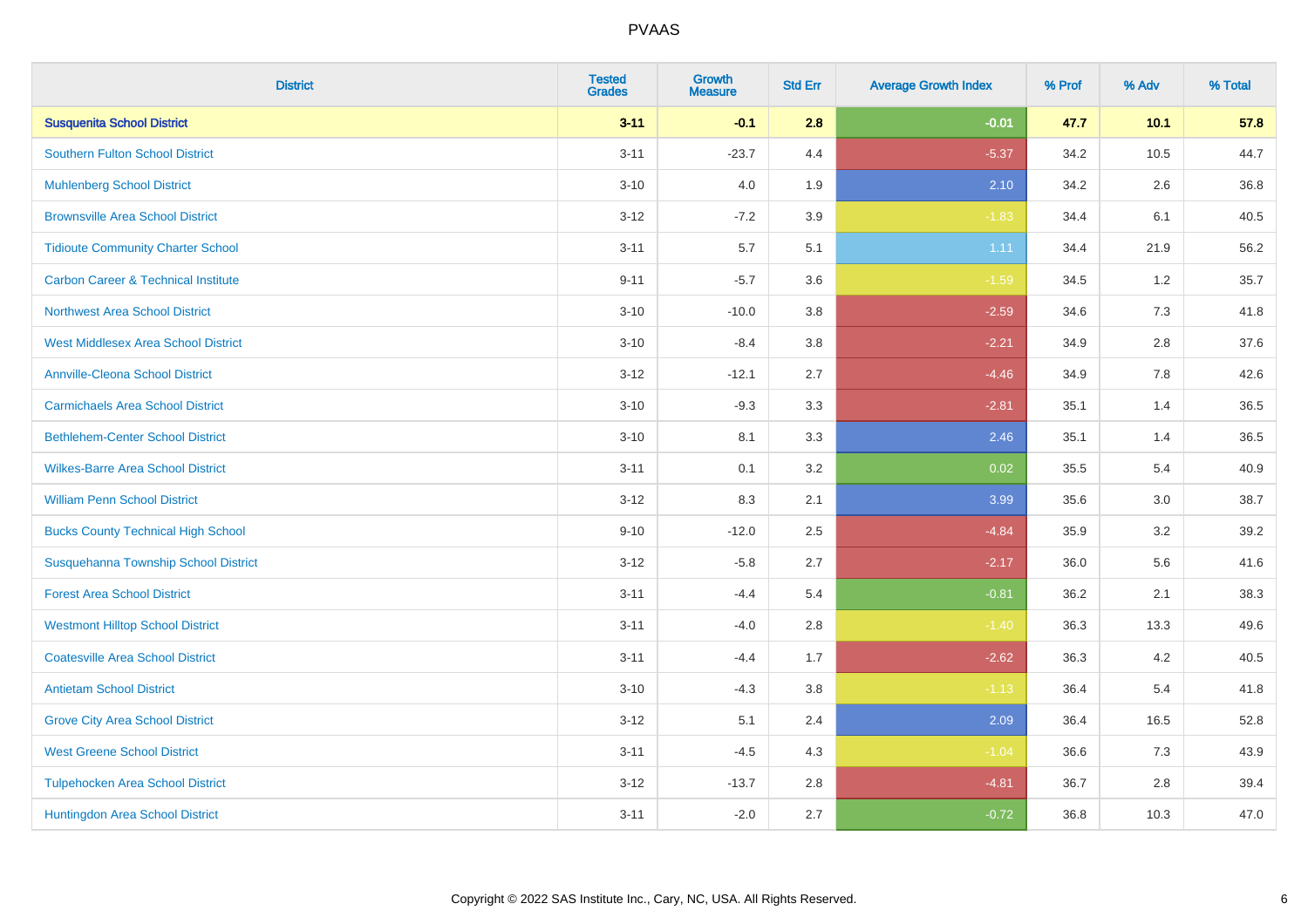# PVAAS

| District | Tested Grades | Growth Measure | Std Err | Average Growth Index | % Prof | % Adv | % Total |
|---|---|---|---|---|---|---|---|
| **Susquenita School District** | **3-11** | **-0.1** | **2.8** | **-0.01** | **47.7** | **10.1** | **57.8** |
| Southern Fulton School District | 3-11 | -23.7 | 4.4 | -5.37 | 34.2 | 10.5 | 44.7 |
| Muhlenberg School District | 3-10 | 4.0 | 1.9 | 2.10 | 34.2 | 2.6 | 36.8 |
| Brownsville Area School District | 3-12 | -7.2 | 3.9 | -1.83 | 34.4 | 6.1 | 40.5 |
| Tidioute Community Charter School | 3-11 | 5.7 | 5.1 | 1.11 | 34.4 | 21.9 | 56.2 |
| Carbon Career & Technical Institute | 9-11 | -5.7 | 3.6 | -1.59 | 34.5 | 1.2 | 35.7 |
| Northwest Area School District | 3-10 | -10.0 | 3.8 | -2.59 | 34.6 | 7.3 | 41.8 |
| West Middlesex Area School District | 3-10 | -8.4 | 3.8 | -2.21 | 34.9 | 2.8 | 37.6 |
| Annville-Cleona School District | 3-12 | -12.1 | 2.7 | -4.46 | 34.9 | 7.8 | 42.6 |
| Carmichaels Area School District | 3-10 | -9.3 | 3.3 | -2.81 | 35.1 | 1.4 | 36.5 |
| Bethlehem-Center School District | 3-10 | 8.1 | 3.3 | 2.46 | 35.1 | 1.4 | 36.5 |
| Wilkes-Barre Area School District | 3-11 | 0.1 | 3.2 | 0.02 | 35.5 | 5.4 | 40.9 |
| William Penn School District | 3-12 | 8.3 | 2.1 | 3.99 | 35.6 | 3.0 | 38.7 |
| Bucks County Technical High School | 9-10 | -12.0 | 2.5 | -4.84 | 35.9 | 3.2 | 39.2 |
| Susquehanna Township School District | 3-12 | -5.8 | 2.7 | -2.17 | 36.0 | 5.6 | 41.6 |
| Forest Area School District | 3-11 | -4.4 | 5.4 | -0.81 | 36.2 | 2.1 | 38.3 |
| Westmont Hilltop School District | 3-11 | -4.0 | 2.8 | -1.40 | 36.3 | 13.3 | 49.6 |
| Coatesville Area School District | 3-11 | -4.4 | 1.7 | -2.62 | 36.3 | 4.2 | 40.5 |
| Antietam School District | 3-10 | -4.3 | 3.8 | -1.13 | 36.4 | 5.4 | 41.8 |
| Grove City Area School District | 3-12 | 5.1 | 2.4 | 2.09 | 36.4 | 16.5 | 52.8 |
| West Greene School District | 3-11 | -4.5 | 4.3 | -1.04 | 36.6 | 7.3 | 43.9 |
| Tulpehocken Area School District | 3-12 | -13.7 | 2.8 | -4.81 | 36.7 | 2.8 | 39.4 |
| Huntingdon Area School District | 3-11 | -2.0 | 2.7 | -0.72 | 36.8 | 10.3 | 47.0 |

Copyright © 2022 SAS Institute Inc., Cary, NC, USA. All Rights Reserved.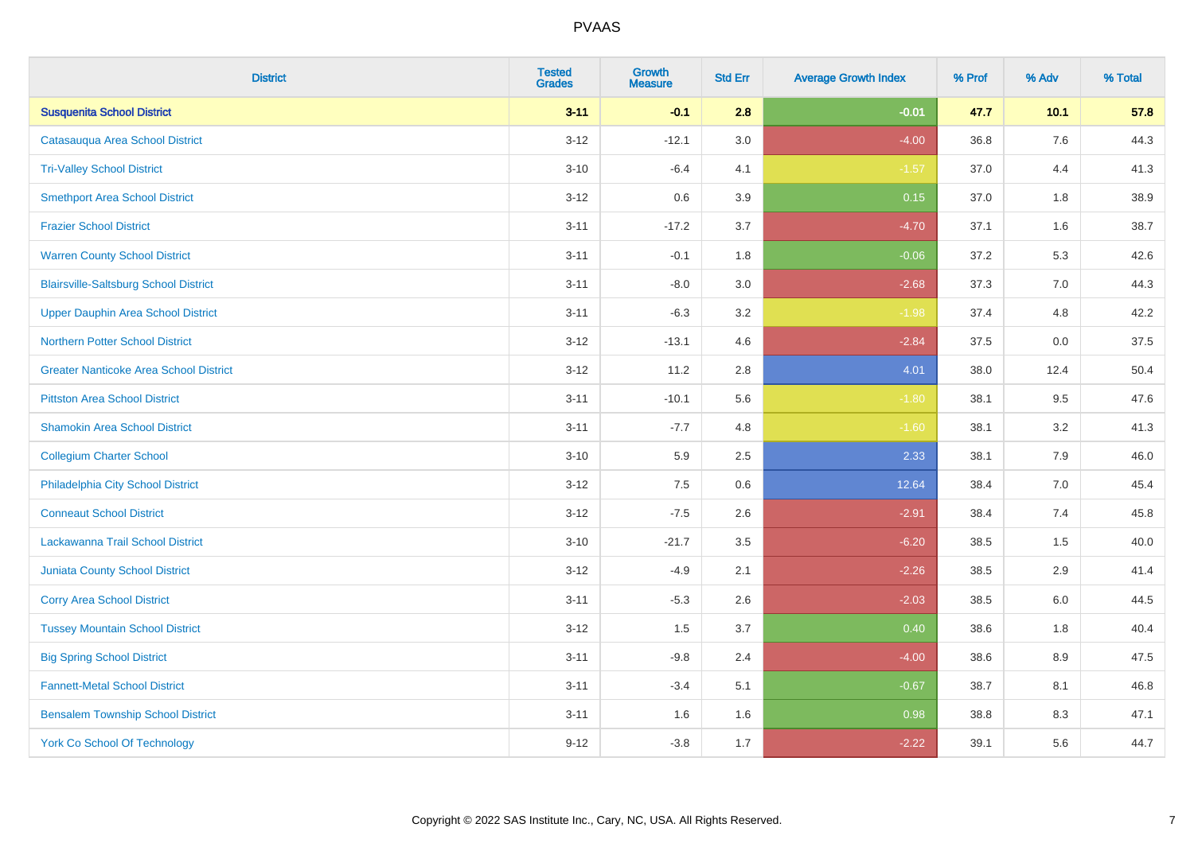PVAAS

| District | Tested Grades | Growth Measure | Std Err | Average Growth Index | % Prof | % Adv | % Total |
|---|---|---|---|---|---|---|---|
| **Susquenita School District** | **3-11** | **-0.1** | **2.8** | **-0.01** | **47.7** | **10.1** | **57.8** |
| Catasauqua Area School District | 3-12 | -12.1 | 3.0 | -4.00 | 36.8 | 7.6 | 44.3 |
| Tri-Valley School District | 3-10 | -6.4 | 4.1 | -1.57 | 37.0 | 4.4 | 41.3 |
| Smethport Area School District | 3-12 | 0.6 | 3.9 | 0.15 | 37.0 | 1.8 | 38.9 |
| Frazier School District | 3-11 | -17.2 | 3.7 | -4.70 | 37.1 | 1.6 | 38.7 |
| Warren County School District | 3-11 | -0.1 | 1.8 | -0.06 | 37.2 | 5.3 | 42.6 |
| Blairsville-Saltsburg School District | 3-11 | -8.0 | 3.0 | -2.68 | 37.3 | 7.0 | 44.3 |
| Upper Dauphin Area School District | 3-11 | -6.3 | 3.2 | -1.98 | 37.4 | 4.8 | 42.2 |
| Northern Potter School District | 3-12 | -13.1 | 4.6 | -2.84 | 37.5 | 0.0 | 37.5 |
| Greater Nanticoke Area School District | 3-12 | 11.2 | 2.8 | 4.01 | 38.0 | 12.4 | 50.4 |
| Pittston Area School District | 3-11 | -10.1 | 5.6 | -1.80 | 38.1 | 9.5 | 47.6 |
| Shamokin Area School District | 3-11 | -7.7 | 4.8 | -1.60 | 38.1 | 3.2 | 41.3 |
| Collegium Charter School | 3-10 | 5.9 | 2.5 | 2.33 | 38.1 | 7.9 | 46.0 |
| Philadelphia City School District | 3-12 | 7.5 | 0.6 | 12.64 | 38.4 | 7.0 | 45.4 |
| Conneaut School District | 3-12 | -7.5 | 2.6 | -2.91 | 38.4 | 7.4 | 45.8 |
| Lackawanna Trail School District | 3-10 | -21.7 | 3.5 | -6.20 | 38.5 | 1.5 | 40.0 |
| Juniata County School District | 3-12 | -4.9 | 2.1 | -2.26 | 38.5 | 2.9 | 41.4 |
| Corry Area School District | 3-11 | -5.3 | 2.6 | -2.03 | 38.5 | 6.0 | 44.5 |
| Tussey Mountain School District | 3-12 | 1.5 | 3.7 | 0.40 | 38.6 | 1.8 | 40.4 |
| Big Spring School District | 3-11 | -9.8 | 2.4 | -4.00 | 38.6 | 8.9 | 47.5 |
| Fannett-Metal School District | 3-11 | -3.4 | 5.1 | -0.67 | 38.7 | 8.1 | 46.8 |
| Bensalem Township School District | 3-11 | 1.6 | 1.6 | 0.98 | 38.8 | 8.3 | 47.1 |
| York Co School Of Technology | 9-12 | -3.8 | 1.7 | -2.22 | 39.1 | 5.6 | 44.7 |

Copyright © 2022 SAS Institute Inc., Cary, NC, USA. All Rights Reserved.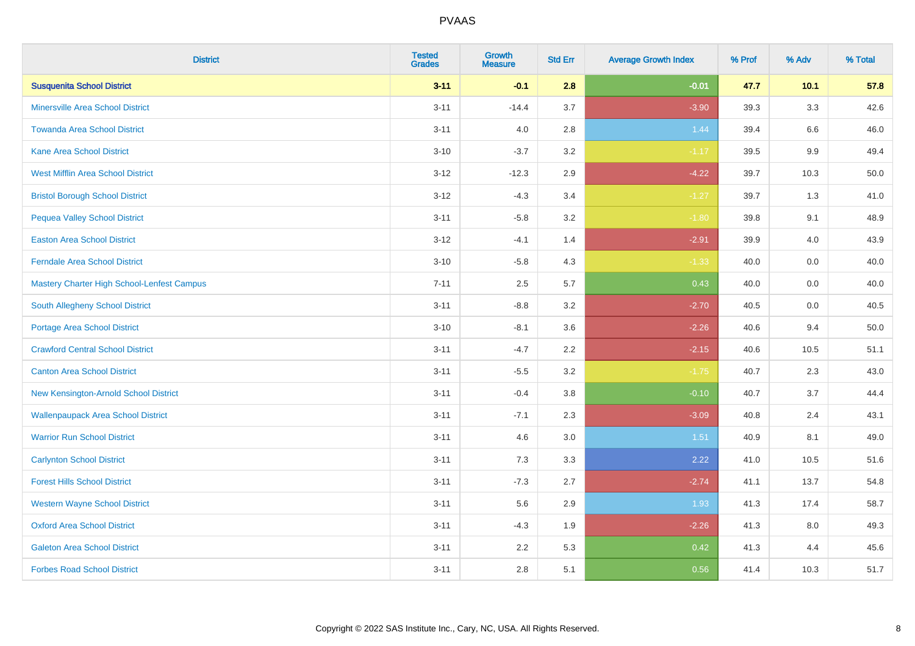| District | Tested Grades | Growth Measure | Std Err | Average Growth Index | % Prof | % Adv | % Total |
|---|---|---|---|---|---|---|---|
| **Susquenita School District** | **3-11** | **-0.1** | **2.8** | **-0.01** | **47.7** | **10.1** | **57.8** |
| Minersville Area School District | 3-11 | -14.4 | 3.7 | -3.90 | 39.3 | 3.3 | 42.6 |
| Towanda Area School District | 3-11 | 4.0 | 2.8 | 1.44 | 39.4 | 6.6 | 46.0 |
| Kane Area School District | 3-10 | -3.7 | 3.2 | -1.17 | 39.5 | 9.9 | 49.4 |
| West Mifflin Area School District | 3-12 | -12.3 | 2.9 | -4.22 | 39.7 | 10.3 | 50.0 |
| Bristol Borough School District | 3-12 | -4.3 | 3.4 | -1.27 | 39.7 | 1.3 | 41.0 |
| Pequea Valley School District | 3-11 | -5.8 | 3.2 | -1.80 | 39.8 | 9.1 | 48.9 |
| Easton Area School District | 3-12 | -4.1 | 1.4 | -2.91 | 39.9 | 4.0 | 43.9 |
| Ferndale Area School District | 3-10 | -5.8 | 4.3 | -1.33 | 40.0 | 0.0 | 40.0 |
| Mastery Charter High School-Lenfest Campus | 7-11 | 2.5 | 5.7 | 0.43 | 40.0 | 0.0 | 40.0 |
| South Allegheny School District | 3-11 | -8.8 | 3.2 | -2.70 | 40.5 | 0.0 | 40.5 |
| Portage Area School District | 3-10 | -8.1 | 3.6 | -2.26 | 40.6 | 9.4 | 50.0 |
| Crawford Central School District | 3-11 | -4.7 | 2.2 | -2.15 | 40.6 | 10.5 | 51.1 |
| Canton Area School District | 3-11 | -5.5 | 3.2 | -1.75 | 40.7 | 2.3 | 43.0 |
| New Kensington-Arnold School District | 3-11 | -0.4 | 3.8 | -0.10 | 40.7 | 3.7 | 44.4 |
| Wallenpaupack Area School District | 3-11 | -7.1 | 2.3 | -3.09 | 40.8 | 2.4 | 43.1 |
| Warrior Run School District | 3-11 | 4.6 | 3.0 | 1.51 | 40.9 | 8.1 | 49.0 |
| Carlynton School District | 3-11 | 7.3 | 3.3 | 2.22 | 41.0 | 10.5 | 51.6 |
| Forest Hills School District | 3-11 | -7.3 | 2.7 | -2.74 | 41.1 | 13.7 | 54.8 |
| Western Wayne School District | 3-11 | 5.6 | 2.9 | 1.93 | 41.3 | 17.4 | 58.7 |
| Oxford Area School District | 3-11 | -4.3 | 1.9 | -2.26 | 41.3 | 8.0 | 49.3 |
| Galeton Area School District | 3-11 | 2.2 | 5.3 | 0.42 | 41.3 | 4.4 | 45.6 |
| Forbes Road School District | 3-11 | 2.8 | 5.1 | 0.56 | 41.4 | 10.3 | 51.7 |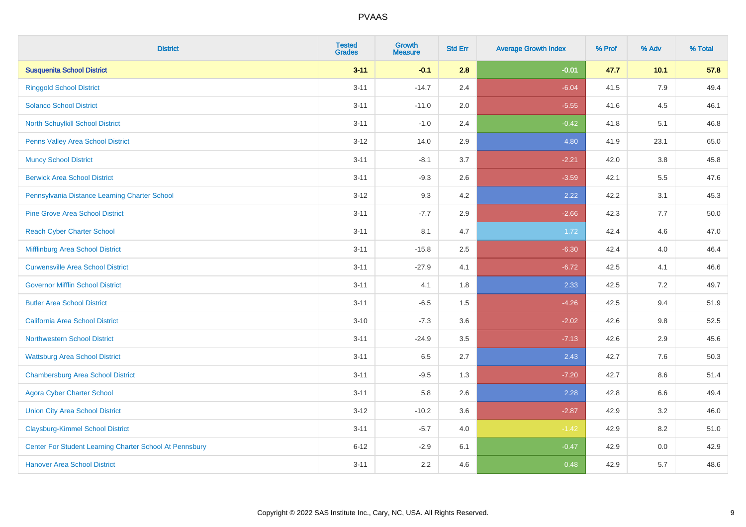# PVAAS

| District | Tested Grades | Growth Measure | Std Err | Average Growth Index | % Prof | % Adv | % Total |
|---|---|---|---|---|---|---|---|
| **Susquenita School District** | **3-11** | **-0.1** | **2.8** | **-0.01** | **47.7** | **10.1** | **57.8** |
| Ringgold School District | 3-11 | -14.7 | 2.4 | -6.04 | 41.5 | 7.9 | 49.4 |
| Solanco School District | 3-11 | -11.0 | 2.0 | -5.55 | 41.6 | 4.5 | 46.1 |
| North Schuylkill School District | 3-11 | -1.0 | 2.4 | -0.42 | 41.8 | 5.1 | 46.8 |
| Penns Valley Area School District | 3-12 | 14.0 | 2.9 | 4.80 | 41.9 | 23.1 | 65.0 |
| Muncy School District | 3-11 | -8.1 | 3.7 | -2.21 | 42.0 | 3.8 | 45.8 |
| Berwick Area School District | 3-11 | -9.3 | 2.6 | -3.59 | 42.1 | 5.5 | 47.6 |
| Pennsylvania Distance Learning Charter School | 3-12 | 9.3 | 4.2 | 2.22 | 42.2 | 3.1 | 45.3 |
| Pine Grove Area School District | 3-11 | -7.7 | 2.9 | -2.66 | 42.3 | 7.7 | 50.0 |
| Reach Cyber Charter School | 3-11 | 8.1 | 4.7 | 1.72 | 42.4 | 4.6 | 47.0 |
| Mifflinburg Area School District | 3-11 | -15.8 | 2.5 | -6.30 | 42.4 | 4.0 | 46.4 |
| Curwensville Area School District | 3-11 | -27.9 | 4.1 | -6.72 | 42.5 | 4.1 | 46.6 |
| Governor Mifflin School District | 3-11 | 4.1 | 1.8 | 2.33 | 42.5 | 7.2 | 49.7 |
| Butler Area School District | 3-11 | -6.5 | 1.5 | -4.26 | 42.5 | 9.4 | 51.9 |
| California Area School District | 3-10 | -7.3 | 3.6 | -2.02 | 42.6 | 9.8 | 52.5 |
| Northwestern School District | 3-11 | -24.9 | 3.5 | -7.13 | 42.6 | 2.9 | 45.6 |
| Wattsburg Area School District | 3-11 | 6.5 | 2.7 | 2.43 | 42.7 | 7.6 | 50.3 |
| Chambersburg Area School District | 3-11 | -9.5 | 1.3 | -7.20 | 42.7 | 8.6 | 51.4 |
| Agora Cyber Charter School | 3-11 | 5.8 | 2.6 | 2.28 | 42.8 | 6.6 | 49.4 |
| Union City Area School District | 3-12 | -10.2 | 3.6 | -2.87 | 42.9 | 3.2 | 46.0 |
| Claysburg-Kimmel School District | 3-11 | -5.7 | 4.0 | -1.42 | 42.9 | 8.2 | 51.0 |
| Center For Student Learning Charter School At Pennsbury | 6-12 | -2.9 | 6.1 | -0.47 | 42.9 | 0.0 | 42.9 |
| Hanover Area School District | 3-11 | 2.2 | 4.6 | 0.48 | 42.9 | 5.7 | 48.6 |

Copyright © 2022 SAS Institute Inc., Cary, NC, USA. All Rights Reserved.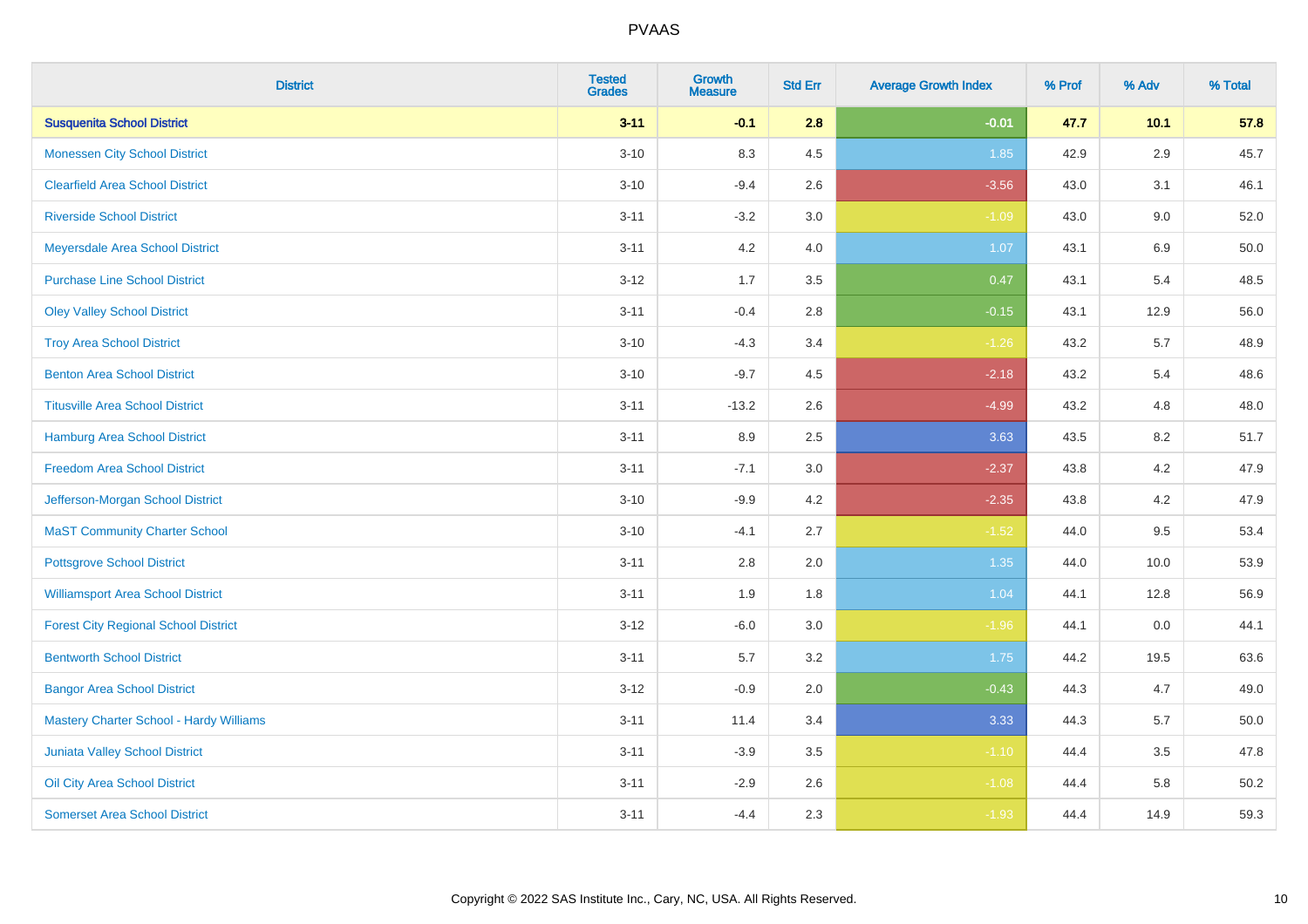PVAAS

| District | Tested Grades | Growth Measure | Std Err | Average Growth Index | % Prof | % Adv | % Total |
|---|---|---|---|---|---|---|---|
| **Susquenita School District** | **3-11** | **-0.1** | **2.8** | **-0.01** | **47.7** | **10.1** | **57.8** |
| Monessen City School District | 3-10 | 8.3 | 4.5 | 1.85 | 42.9 | 2.9 | 45.7 |
| Clearfield Area School District | 3-10 | -9.4 | 2.6 | -3.56 | 43.0 | 3.1 | 46.1 |
| Riverside School District | 3-11 | -3.2 | 3.0 | -1.09 | 43.0 | 9.0 | 52.0 |
| Meyersdale Area School District | 3-11 | 4.2 | 4.0 | 1.07 | 43.1 | 6.9 | 50.0 |
| Purchase Line School District | 3-12 | 1.7 | 3.5 | 0.47 | 43.1 | 5.4 | 48.5 |
| Oley Valley School District | 3-11 | -0.4 | 2.8 | -0.15 | 43.1 | 12.9 | 56.0 |
| Troy Area School District | 3-10 | -4.3 | 3.4 | -1.26 | 43.2 | 5.7 | 48.9 |
| Benton Area School District | 3-10 | -9.7 | 4.5 | -2.18 | 43.2 | 5.4 | 48.6 |
| Titusville Area School District | 3-11 | -13.2 | 2.6 | -4.99 | 43.2 | 4.8 | 48.0 |
| Hamburg Area School District | 3-11 | 8.9 | 2.5 | 3.63 | 43.5 | 8.2 | 51.7 |
| Freedom Area School District | 3-11 | -7.1 | 3.0 | -2.37 | 43.8 | 4.2 | 47.9 |
| Jefferson-Morgan School District | 3-10 | -9.9 | 4.2 | -2.35 | 43.8 | 4.2 | 47.9 |
| MaST Community Charter School | 3-10 | -4.1 | 2.7 | -1.52 | 44.0 | 9.5 | 53.4 |
| Pottsgrove School District | 3-11 | 2.8 | 2.0 | 1.35 | 44.0 | 10.0 | 53.9 |
| Williamsport Area School District | 3-11 | 1.9 | 1.8 | 1.04 | 44.1 | 12.8 | 56.9 |
| Forest City Regional School District | 3-12 | -6.0 | 3.0 | -1.96 | 44.1 | 0.0 | 44.1 |
| Bentworth School District | 3-11 | 5.7 | 3.2 | 1.75 | 44.2 | 19.5 | 63.6 |
| Bangor Area School District | 3-12 | -0.9 | 2.0 | -0.43 | 44.3 | 4.7 | 49.0 |
| Mastery Charter School - Hardy Williams | 3-11 | 11.4 | 3.4 | 3.33 | 44.3 | 5.7 | 50.0 |
| Juniata Valley School District | 3-11 | -3.9 | 3.5 | -1.10 | 44.4 | 3.5 | 47.8 |
| Oil City Area School District | 3-11 | -2.9 | 2.6 | -1.08 | 44.4 | 5.8 | 50.2 |
| Somerset Area School District | 3-11 | -4.4 | 2.3 | -1.93 | 44.4 | 14.9 | 59.3 |

Copyright © 2022 SAS Institute Inc., Cary, NC, USA. All Rights Reserved.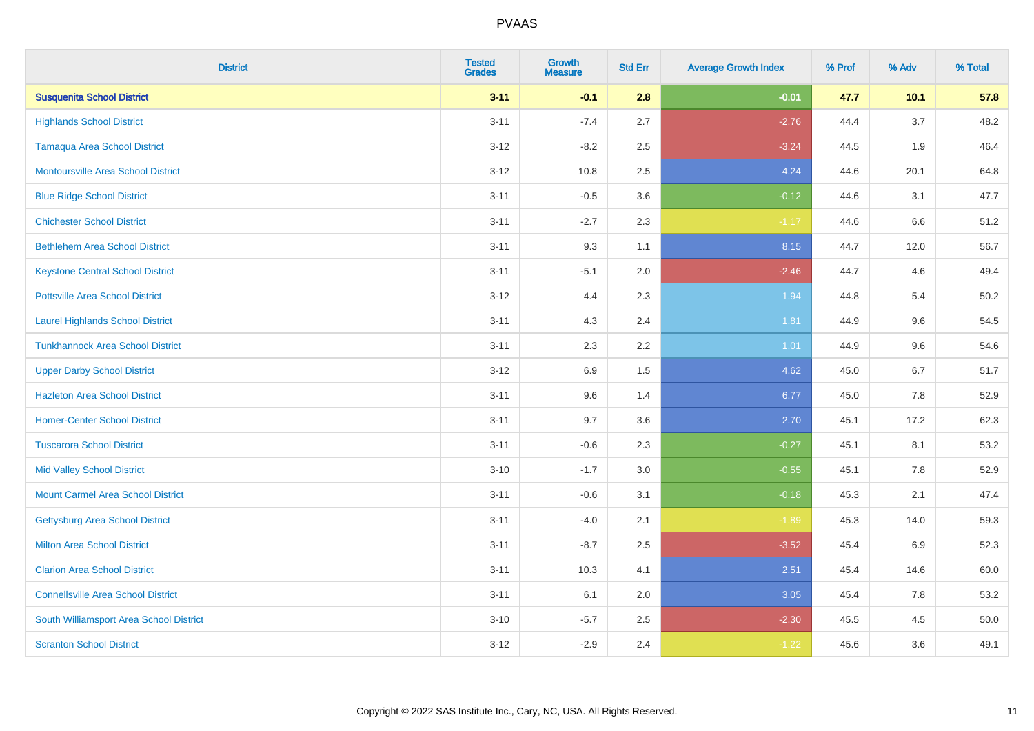# PVAAS

| District | Tested Grades | Growth Measure | Std Err | Average Growth Index | % Prof | % Adv | % Total |
|---|---|---|---|---|---|---|---|
| **Susquenita School District** | **3-11** | **-0.1** | **2.8** | **-0.01** | **47.7** | **10.1** | **57.8** |
| Highlands School District | 3-11 | -7.4 | 2.7 | -2.76 | 44.4 | 3.7 | 48.2 |
| Tamaqua Area School District | 3-12 | -8.2 | 2.5 | -3.24 | 44.5 | 1.9 | 46.4 |
| Montoursville Area School District | 3-12 | 10.8 | 2.5 | 4.24 | 44.6 | 20.1 | 64.8 |
| Blue Ridge School District | 3-11 | -0.5 | 3.6 | -0.12 | 44.6 | 3.1 | 47.7 |
| Chichester School District | 3-11 | -2.7 | 2.3 | -1.17 | 44.6 | 6.6 | 51.2 |
| Bethlehem Area School District | 3-11 | 9.3 | 1.1 | 8.15 | 44.7 | 12.0 | 56.7 |
| Keystone Central School District | 3-11 | -5.1 | 2.0 | -2.46 | 44.7 | 4.6 | 49.4 |
| Pottsville Area School District | 3-12 | 4.4 | 2.3 | 1.94 | 44.8 | 5.4 | 50.2 |
| Laurel Highlands School District | 3-11 | 4.3 | 2.4 | 1.81 | 44.9 | 9.6 | 54.5 |
| Tunkhannock Area School District | 3-11 | 2.3 | 2.2 | 1.01 | 44.9 | 9.6 | 54.6 |
| Upper Darby School District | 3-12 | 6.9 | 1.5 | 4.62 | 45.0 | 6.7 | 51.7 |
| Hazleton Area School District | 3-11 | 9.6 | 1.4 | 6.77 | 45.0 | 7.8 | 52.9 |
| Homer-Center School District | 3-11 | 9.7 | 3.6 | 2.70 | 45.1 | 17.2 | 62.3 |
| Tuscarora School District | 3-11 | -0.6 | 2.3 | -0.27 | 45.1 | 8.1 | 53.2 |
| Mid Valley School District | 3-10 | -1.7 | 3.0 | -0.55 | 45.1 | 7.8 | 52.9 |
| Mount Carmel Area School District | 3-11 | -0.6 | 3.1 | -0.18 | 45.3 | 2.1 | 47.4 |
| Gettysburg Area School District | 3-11 | -4.0 | 2.1 | -1.89 | 45.3 | 14.0 | 59.3 |
| Milton Area School District | 3-11 | -8.7 | 2.5 | -3.52 | 45.4 | 6.9 | 52.3 |
| Clarion Area School District | 3-11 | 10.3 | 4.1 | 2.51 | 45.4 | 14.6 | 60.0 |
| Connellsville Area School District | 3-11 | 6.1 | 2.0 | 3.05 | 45.4 | 7.8 | 53.2 |
| South Williamsport Area School District | 3-10 | -5.7 | 2.5 | -2.30 | 45.5 | 4.5 | 50.0 |
| Scranton School District | 3-12 | -2.9 | 2.4 | -1.22 | 45.6 | 3.6 | 49.1 |

Copyright © 2022 SAS Institute Inc., Cary, NC, USA. All Rights Reserved.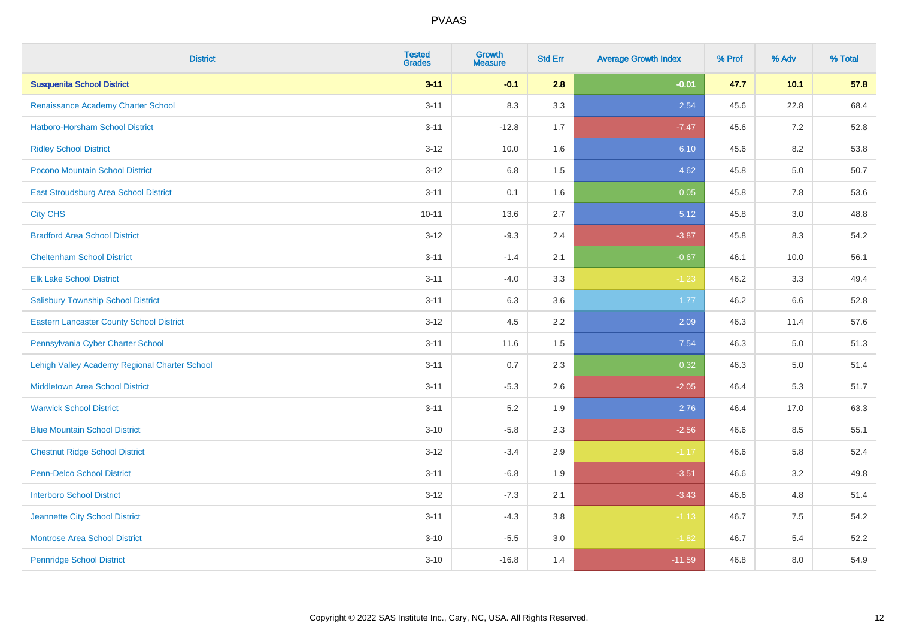# PVAAS

| District | Tested Grades | Growth Measure | Std Err | Average Growth Index | % Prof | % Adv | % Total |
|---|---|---|---|---|---|---|---|
| **Susquenita School District** | **3-11** | **-0.1** | **2.8** | **-0.01** | **47.7** | **10.1** | **57.8** |
| Renaissance Academy Charter School | 3-11 | 8.3 | 3.3 | 2.54 | 45.6 | 22.8 | 68.4 |
| Hatboro-Horsham School District | 3-11 | -12.8 | 1.7 | -7.47 | 45.6 | 7.2 | 52.8 |
| Ridley School District | 3-12 | 10.0 | 1.6 | 6.10 | 45.6 | 8.2 | 53.8 |
| Pocono Mountain School District | 3-12 | 6.8 | 1.5 | 4.62 | 45.8 | 5.0 | 50.7 |
| East Stroudsburg Area School District | 3-11 | 0.1 | 1.6 | 0.05 | 45.8 | 7.8 | 53.6 |
| City CHS | 10-11 | 13.6 | 2.7 | 5.12 | 45.8 | 3.0 | 48.8 |
| Bradford Area School District | 3-12 | -9.3 | 2.4 | -3.87 | 45.8 | 8.3 | 54.2 |
| Cheltenham School District | 3-11 | -1.4 | 2.1 | -0.67 | 46.1 | 10.0 | 56.1 |
| Elk Lake School District | 3-11 | -4.0 | 3.3 | -1.23 | 46.2 | 3.3 | 49.4 |
| Salisbury Township School District | 3-11 | 6.3 | 3.6 | 1.77 | 46.2 | 6.6 | 52.8 |
| Eastern Lancaster County School District | 3-12 | 4.5 | 2.2 | 2.09 | 46.3 | 11.4 | 57.6 |
| Pennsylvania Cyber Charter School | 3-11 | 11.6 | 1.5 | 7.54 | 46.3 | 5.0 | 51.3 |
| Lehigh Valley Academy Regional Charter School | 3-11 | 0.7 | 2.3 | 0.32 | 46.3 | 5.0 | 51.4 |
| Middletown Area School District | 3-11 | -5.3 | 2.6 | -2.05 | 46.4 | 5.3 | 51.7 |
| Warwick School District | 3-11 | 5.2 | 1.9 | 2.76 | 46.4 | 17.0 | 63.3 |
| Blue Mountain School District | 3-10 | -5.8 | 2.3 | -2.56 | 46.6 | 8.5 | 55.1 |
| Chestnut Ridge School District | 3-12 | -3.4 | 2.9 | -1.17 | 46.6 | 5.8 | 52.4 |
| Penn-Delco School District | 3-11 | -6.8 | 1.9 | -3.51 | 46.6 | 3.2 | 49.8 |
| Interboro School District | 3-12 | -7.3 | 2.1 | -3.43 | 46.6 | 4.8 | 51.4 |
| Jeannette City School District | 3-11 | -4.3 | 3.8 | -1.13 | 46.7 | 7.5 | 54.2 |
| Montrose Area School District | 3-10 | -5.5 | 3.0 | -1.82 | 46.7 | 5.4 | 52.2 |
| Pennridge School District | 3-10 | -16.8 | 1.4 | -11.59 | 46.8 | 8.0 | 54.9 |

Copyright © 2022 SAS Institute Inc., Cary, NC, USA. All Rights Reserved.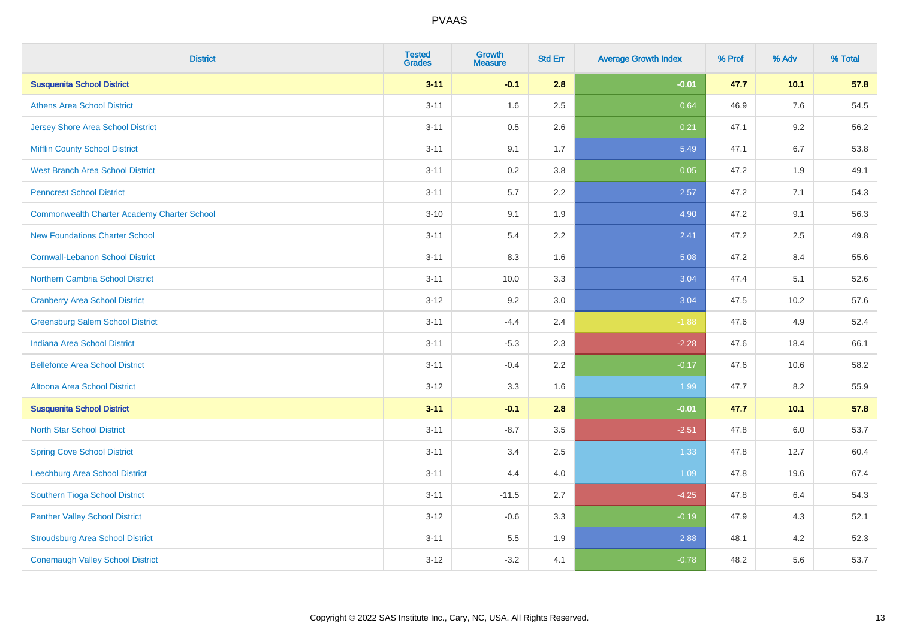# PVAAS

| District | Tested Grades | Growth Measure | Std Err | Average Growth Index | % Prof | % Adv | % Total |
|---|---|---|---|---|---|---|---|
| **Susquenita School District** | **3-11** | **-0.1** | **2.8** | **-0.01** | **47.7** | **10.1** | **57.8** |
| Athens Area School District | 3-11 | 1.6 | 2.5 | 0.64 | 46.9 | 7.6 | 54.5 |
| Jersey Shore Area School District | 3-11 | 0.5 | 2.6 | 0.21 | 47.1 | 9.2 | 56.2 |
| Mifflin County School District | 3-11 | 9.1 | 1.7 | 5.49 | 47.1 | 6.7 | 53.8 |
| West Branch Area School District | 3-11 | 0.2 | 3.8 | 0.05 | 47.2 | 1.9 | 49.1 |
| Penncrest School District | 3-11 | 5.7 | 2.2 | 2.57 | 47.2 | 7.1 | 54.3 |
| Commonwealth Charter Academy Charter School | 3-10 | 9.1 | 1.9 | 4.90 | 47.2 | 9.1 | 56.3 |
| New Foundations Charter School | 3-11 | 5.4 | 2.2 | 2.41 | 47.2 | 2.5 | 49.8 |
| Cornwall-Lebanon School District | 3-11 | 8.3 | 1.6 | 5.08 | 47.2 | 8.4 | 55.6 |
| Northern Cambria School District | 3-11 | 10.0 | 3.3 | 3.04 | 47.4 | 5.1 | 52.6 |
| Cranberry Area School District | 3-12 | 9.2 | 3.0 | 3.04 | 47.5 | 10.2 | 57.6 |
| Greensburg Salem School District | 3-11 | -4.4 | 2.4 | -1.88 | 47.6 | 4.9 | 52.4 |
| Indiana Area School District | 3-11 | -5.3 | 2.3 | -2.28 | 47.6 | 18.4 | 66.1 |
| Bellefonte Area School District | 3-11 | -0.4 | 2.2 | -0.17 | 47.6 | 10.6 | 58.2 |
| Altoona Area School District | 3-12 | 3.3 | 1.6 | 1.99 | 47.7 | 8.2 | 55.9 |
| **Susquenita School District** | **3-11** | **-0.1** | **2.8** | **-0.01** | **47.7** | **10.1** | **57.8** |
| North Star School District | 3-11 | -8.7 | 3.5 | -2.51 | 47.8 | 6.0 | 53.7 |
| Spring Cove School District | 3-11 | 3.4 | 2.5 | 1.33 | 47.8 | 12.7 | 60.4 |
| Leechburg Area School District | 3-11 | 4.4 | 4.0 | 1.09 | 47.8 | 19.6 | 67.4 |
| Southern Tioga School District | 3-11 | -11.5 | 2.7 | -4.25 | 47.8 | 6.4 | 54.3 |
| Panther Valley School District | 3-12 | -0.6 | 3.3 | -0.19 | 47.9 | 4.3 | 52.1 |
| Stroudsburg Area School District | 3-11 | 5.5 | 1.9 | 2.88 | 48.1 | 4.2 | 52.3 |
| Conemaugh Valley School District | 3-12 | -3.2 | 4.1 | -0.78 | 48.2 | 5.6 | 53.7 |

Copyright © 2022 SAS Institute Inc., Cary, NC, USA. All Rights Reserved.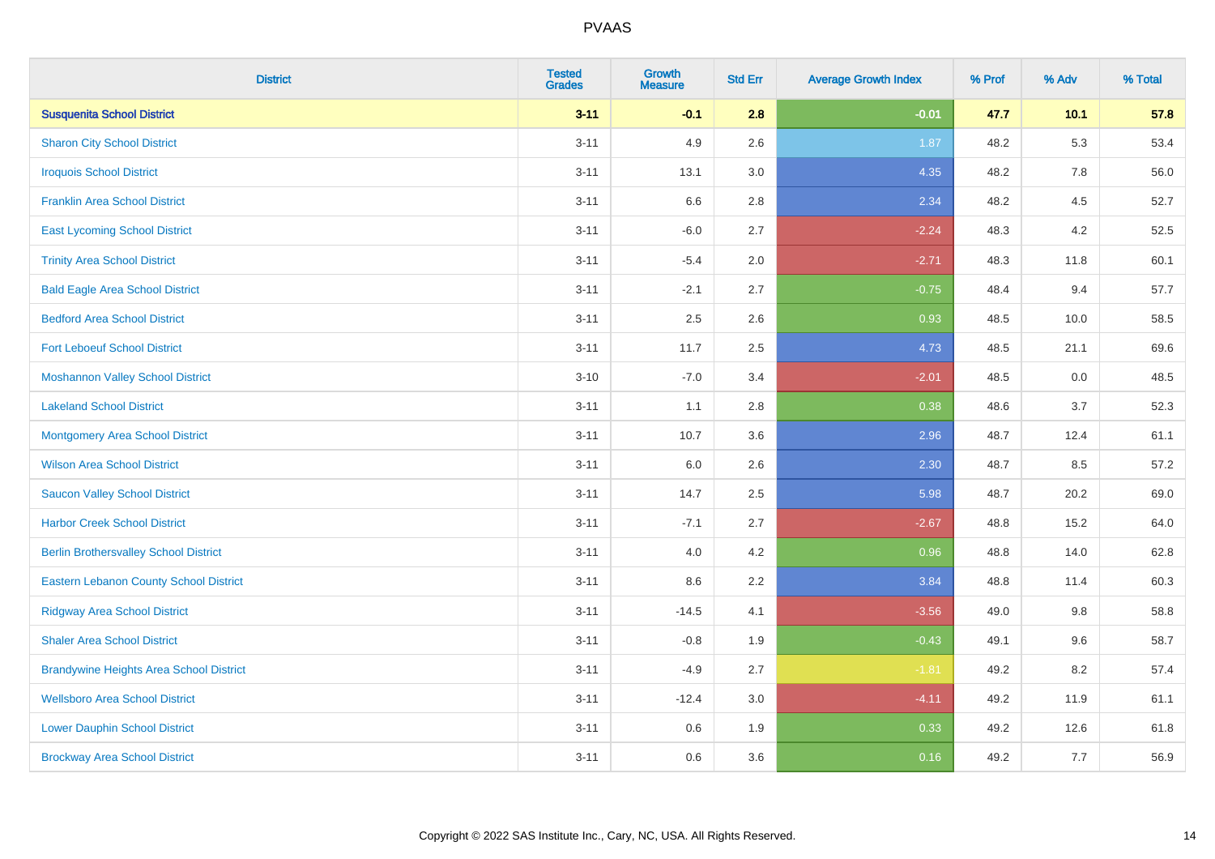| District | Tested Grades | Growth Measure | Std Err | Average Growth Index | % Prof | % Adv | % Total |
|---|---|---|---|---|---|---|---|
| **Susquenita School District** | **3-11** | **-0.1** | **2.8** | **-0.01** | **47.7** | **10.1** | **57.8** |
| Sharon City School District | 3-11 | 4.9 | 2.6 | 1.87 | 48.2 | 5.3 | 53.4 |
| Iroquois School District | 3-11 | 13.1 | 3.0 | 4.35 | 48.2 | 7.8 | 56.0 |
| Franklin Area School District | 3-11 | 6.6 | 2.8 | 2.34 | 48.2 | 4.5 | 52.7 |
| East Lycoming School District | 3-11 | -6.0 | 2.7 | -2.24 | 48.3 | 4.2 | 52.5 |
| Trinity Area School District | 3-11 | -5.4 | 2.0 | -2.71 | 48.3 | 11.8 | 60.1 |
| Bald Eagle Area School District | 3-11 | -2.1 | 2.7 | -0.75 | 48.4 | 9.4 | 57.7 |
| Bedford Area School District | 3-11 | 2.5 | 2.6 | 0.93 | 48.5 | 10.0 | 58.5 |
| Fort Leboeuf School District | 3-11 | 11.7 | 2.5 | 4.73 | 48.5 | 21.1 | 69.6 |
| Moshannon Valley School District | 3-10 | -7.0 | 3.4 | -2.01 | 48.5 | 0.0 | 48.5 |
| Lakeland School District | 3-11 | 1.1 | 2.8 | 0.38 | 48.6 | 3.7 | 52.3 |
| Montgomery Area School District | 3-11 | 10.7 | 3.6 | 2.96 | 48.7 | 12.4 | 61.1 |
| Wilson Area School District | 3-11 | 6.0 | 2.6 | 2.30 | 48.7 | 8.5 | 57.2 |
| Saucon Valley School District | 3-11 | 14.7 | 2.5 | 5.98 | 48.7 | 20.2 | 69.0 |
| Harbor Creek School District | 3-11 | -7.1 | 2.7 | -2.67 | 48.8 | 15.2 | 64.0 |
| Berlin Brothersvalley School District | 3-11 | 4.0 | 4.2 | 0.96 | 48.8 | 14.0 | 62.8 |
| Eastern Lebanon County School District | 3-11 | 8.6 | 2.2 | 3.84 | 48.8 | 11.4 | 60.3 |
| Ridgway Area School District | 3-11 | -14.5 | 4.1 | -3.56 | 49.0 | 9.8 | 58.8 |
| Shaler Area School District | 3-11 | -0.8 | 1.9 | -0.43 | 49.1 | 9.6 | 58.7 |
| Brandywine Heights Area School District | 3-11 | -4.9 | 2.7 | -1.81 | 49.2 | 8.2 | 57.4 |
| Wellsboro Area School District | 3-11 | -12.4 | 3.0 | -4.11 | 49.2 | 11.9 | 61.1 |
| Lower Dauphin School District | 3-11 | 0.6 | 1.9 | 0.33 | 49.2 | 12.6 | 61.8 |
| Brockway Area School District | 3-11 | 0.6 | 3.6 | 0.16 | 49.2 | 7.7 | 56.9 |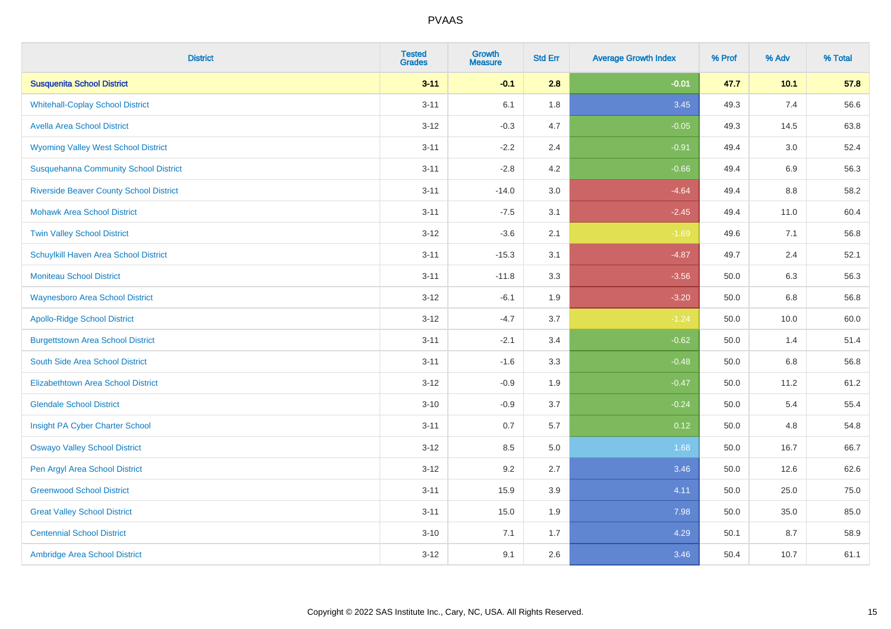| District | Tested Grades | Growth Measure | Std Err | Average Growth Index | % Prof | % Adv | % Total |
|---|---|---|---|---|---|---|---|
| **Susquenita School District** | **3-11** | **-0.1** | **2.8** | **-0.01** | **47.7** | **10.1** | **57.8** |
| Whitehall-Coplay School District | 3-11 | 6.1 | 1.8 | 3.45 | 49.3 | 7.4 | 56.6 |
| Avella Area School District | 3-12 | -0.3 | 4.7 | -0.05 | 49.3 | 14.5 | 63.8 |
| Wyoming Valley West School District | 3-11 | -2.2 | 2.4 | -0.91 | 49.4 | 3.0 | 52.4 |
| Susquehanna Community School District | 3-11 | -2.8 | 4.2 | -0.66 | 49.4 | 6.9 | 56.3 |
| Riverside Beaver County School District | 3-11 | -14.0 | 3.0 | -4.64 | 49.4 | 8.8 | 58.2 |
| Mohawk Area School District | 3-11 | -7.5 | 3.1 | -2.45 | 49.4 | 11.0 | 60.4 |
| Twin Valley School District | 3-12 | -3.6 | 2.1 | -1.69 | 49.6 | 7.1 | 56.8 |
| Schuylkill Haven Area School District | 3-11 | -15.3 | 3.1 | -4.87 | 49.7 | 2.4 | 52.1 |
| Moniteau School District | 3-11 | -11.8 | 3.3 | -3.56 | 50.0 | 6.3 | 56.3 |
| Waynesboro Area School District | 3-12 | -6.1 | 1.9 | -3.20 | 50.0 | 6.8 | 56.8 |
| Apollo-Ridge School District | 3-12 | -4.7 | 3.7 | -1.24 | 50.0 | 10.0 | 60.0 |
| Burgettstown Area School District | 3-11 | -2.1 | 3.4 | -0.62 | 50.0 | 1.4 | 51.4 |
| South Side Area School District | 3-11 | -1.6 | 3.3 | -0.48 | 50.0 | 6.8 | 56.8 |
| Elizabethtown Area School District | 3-12 | -0.9 | 1.9 | -0.47 | 50.0 | 11.2 | 61.2 |
| Glendale School District | 3-10 | -0.9 | 3.7 | -0.24 | 50.0 | 5.4 | 55.4 |
| Insight PA Cyber Charter School | 3-11 | 0.7 | 5.7 | 0.12 | 50.0 | 4.8 | 54.8 |
| Oswayo Valley School District | 3-12 | 8.5 | 5.0 | 1.68 | 50.0 | 16.7 | 66.7 |
| Pen Argyl Area School District | 3-12 | 9.2 | 2.7 | 3.46 | 50.0 | 12.6 | 62.6 |
| Greenwood School District | 3-11 | 15.9 | 3.9 | 4.11 | 50.0 | 25.0 | 75.0 |
| Great Valley School District | 3-11 | 15.0 | 1.9 | 7.98 | 50.0 | 35.0 | 85.0 |
| Centennial School District | 3-10 | 7.1 | 1.7 | 4.29 | 50.1 | 8.7 | 58.9 |
| Ambridge Area School District | 3-12 | 9.1 | 2.6 | 3.46 | 50.4 | 10.7 | 61.1 |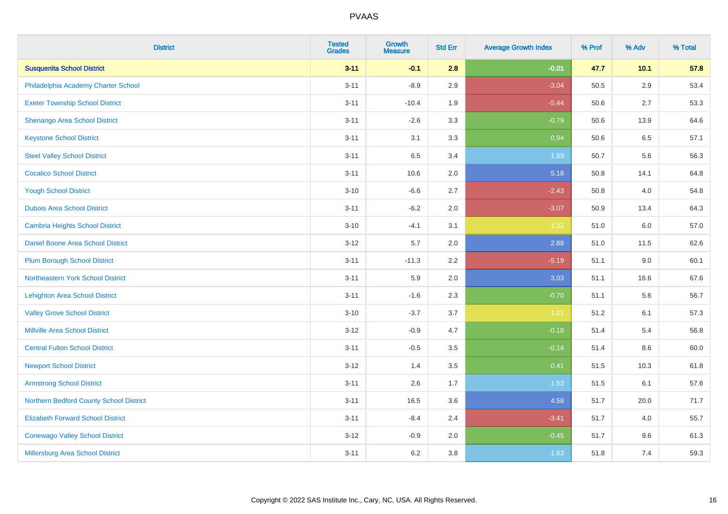PVAAS

| District | Tested Grades | Growth Measure | Std Err | Average Growth Index | % Prof | % Adv | % Total |
|---|---|---|---|---|---|---|---|
| **Susquenita School District** | **3-11** | **-0.1** | **2.8** | **-0.01** | **47.7** | **10.1** | **57.8** |
| Philadelphia Academy Charter School | 3-11 | -8.9 | 2.9 | -3.04 | 50.5 | 2.9 | 53.4 |
| Exeter Township School District | 3-11 | -10.4 | 1.9 | -5.44 | 50.6 | 2.7 | 53.3 |
| Shenango Area School District | 3-11 | -2.6 | 3.3 | -0.79 | 50.6 | 13.9 | 64.6 |
| Keystone School District | 3-11 | 3.1 | 3.3 | 0.94 | 50.6 | 6.5 | 57.1 |
| Steel Valley School District | 3-11 | 6.5 | 3.4 | 1.89 | 50.7 | 5.6 | 56.3 |
| Cocalico School District | 3-11 | 10.6 | 2.0 | 5.18 | 50.8 | 14.1 | 64.8 |
| Yough School District | 3-10 | -6.6 | 2.7 | -2.43 | 50.8 | 4.0 | 54.8 |
| Dubois Area School District | 3-11 | -6.2 | 2.0 | -3.07 | 50.9 | 13.4 | 64.3 |
| Cambria Heights School District | 3-10 | -4.1 | 3.1 | -1.32 | 51.0 | 6.0 | 57.0 |
| Daniel Boone Area School District | 3-12 | 5.7 | 2.0 | 2.88 | 51.0 | 11.5 | 62.6 |
| Plum Borough School District | 3-11 | -11.3 | 2.2 | -5.19 | 51.1 | 9.0 | 60.1 |
| Northeastern York School District | 3-11 | 5.9 | 2.0 | 3.03 | 51.1 | 16.6 | 67.6 |
| Lehighton Area School District | 3-11 | -1.6 | 2.3 | -0.70 | 51.1 | 5.6 | 56.7 |
| Valley Grove School District | 3-10 | -3.7 | 3.7 | -1.01 | 51.2 | 6.1 | 57.3 |
| Millville Area School District | 3-12 | -0.9 | 4.7 | -0.18 | 51.4 | 5.4 | 56.8 |
| Central Fulton School District | 3-11 | -0.5 | 3.5 | -0.14 | 51.4 | 8.6 | 60.0 |
| Newport School District | 3-12 | 1.4 | 3.5 | 0.41 | 51.5 | 10.3 | 61.8 |
| Armstrong School District | 3-11 | 2.6 | 1.7 | 1.53 | 51.5 | 6.1 | 57.6 |
| Northern Bedford County School District | 3-11 | 16.5 | 3.6 | 4.58 | 51.7 | 20.0 | 71.7 |
| Elizabeth Forward School District | 3-11 | -8.4 | 2.4 | -3.41 | 51.7 | 4.0 | 55.7 |
| Conewago Valley School District | 3-12 | -0.9 | 2.0 | -0.45 | 51.7 | 9.6 | 61.3 |
| Millersburg Area School District | 3-11 | 6.2 | 3.8 | 1.63 | 51.8 | 7.4 | 59.3 |

Copyright © 2022 SAS Institute Inc., Cary, NC, USA. All Rights Reserved.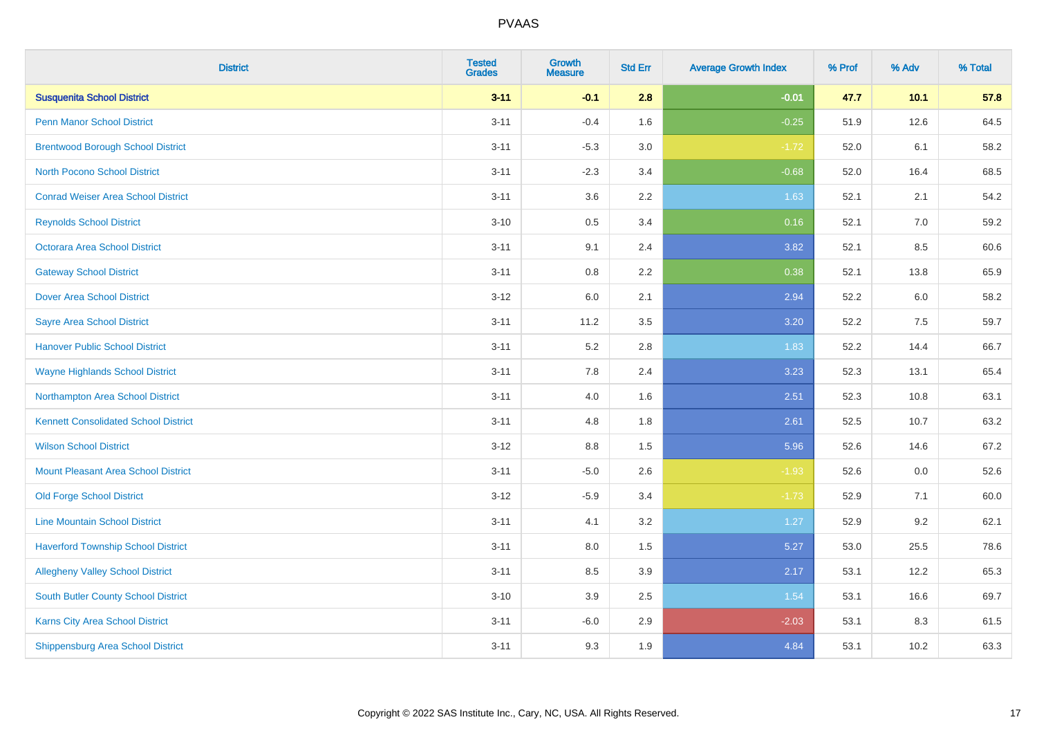# PVAAS

| District | Tested Grades | Growth Measure | Std Err | Average Growth Index | % Prof | % Adv | % Total |
|---|---|---|---|---|---|---|---|
| **Susquenita School District** | **3-11** | **-0.1** | **2.8** | **-0.01** | **47.7** | **10.1** | **57.8** |
| Penn Manor School District | 3-11 | -0.4 | 1.6 | -0.25 | 51.9 | 12.6 | 64.5 |
| Brentwood Borough School District | 3-11 | -5.3 | 3.0 | -1.72 | 52.0 | 6.1 | 58.2 |
| North Pocono School District | 3-11 | -2.3 | 3.4 | -0.68 | 52.0 | 16.4 | 68.5 |
| Conrad Weiser Area School District | 3-11 | 3.6 | 2.2 | 1.63 | 52.1 | 2.1 | 54.2 |
| Reynolds School District | 3-10 | 0.5 | 3.4 | 0.16 | 52.1 | 7.0 | 59.2 |
| Octorara Area School District | 3-11 | 9.1 | 2.4 | 3.82 | 52.1 | 8.5 | 60.6 |
| Gateway School District | 3-11 | 0.8 | 2.2 | 0.38 | 52.1 | 13.8 | 65.9 |
| Dover Area School District | 3-12 | 6.0 | 2.1 | 2.94 | 52.2 | 6.0 | 58.2 |
| Sayre Area School District | 3-11 | 11.2 | 3.5 | 3.20 | 52.2 | 7.5 | 59.7 |
| Hanover Public School District | 3-11 | 5.2 | 2.8 | 1.83 | 52.2 | 14.4 | 66.7 |
| Wayne Highlands School District | 3-11 | 7.8 | 2.4 | 3.23 | 52.3 | 13.1 | 65.4 |
| Northampton Area School District | 3-11 | 4.0 | 1.6 | 2.51 | 52.3 | 10.8 | 63.1 |
| Kennett Consolidated School District | 3-11 | 4.8 | 1.8 | 2.61 | 52.5 | 10.7 | 63.2 |
| Wilson School District | 3-12 | 8.8 | 1.5 | 5.96 | 52.6 | 14.6 | 67.2 |
| Mount Pleasant Area School District | 3-11 | -5.0 | 2.6 | -1.93 | 52.6 | 0.0 | 52.6 |
| Old Forge School District | 3-12 | -5.9 | 3.4 | -1.73 | 52.9 | 7.1 | 60.0 |
| Line Mountain School District | 3-11 | 4.1 | 3.2 | 1.27 | 52.9 | 9.2 | 62.1 |
| Haverford Township School District | 3-11 | 8.0 | 1.5 | 5.27 | 53.0 | 25.5 | 78.6 |
| Allegheny Valley School District | 3-11 | 8.5 | 3.9 | 2.17 | 53.1 | 12.2 | 65.3 |
| South Butler County School District | 3-10 | 3.9 | 2.5 | 1.54 | 53.1 | 16.6 | 69.7 |
| Karns City Area School District | 3-11 | -6.0 | 2.9 | -2.03 | 53.1 | 8.3 | 61.5 |
| Shippensburg Area School District | 3-11 | 9.3 | 1.9 | 4.84 | 53.1 | 10.2 | 63.3 |

Copyright © 2022 SAS Institute Inc., Cary, NC, USA. All Rights Reserved.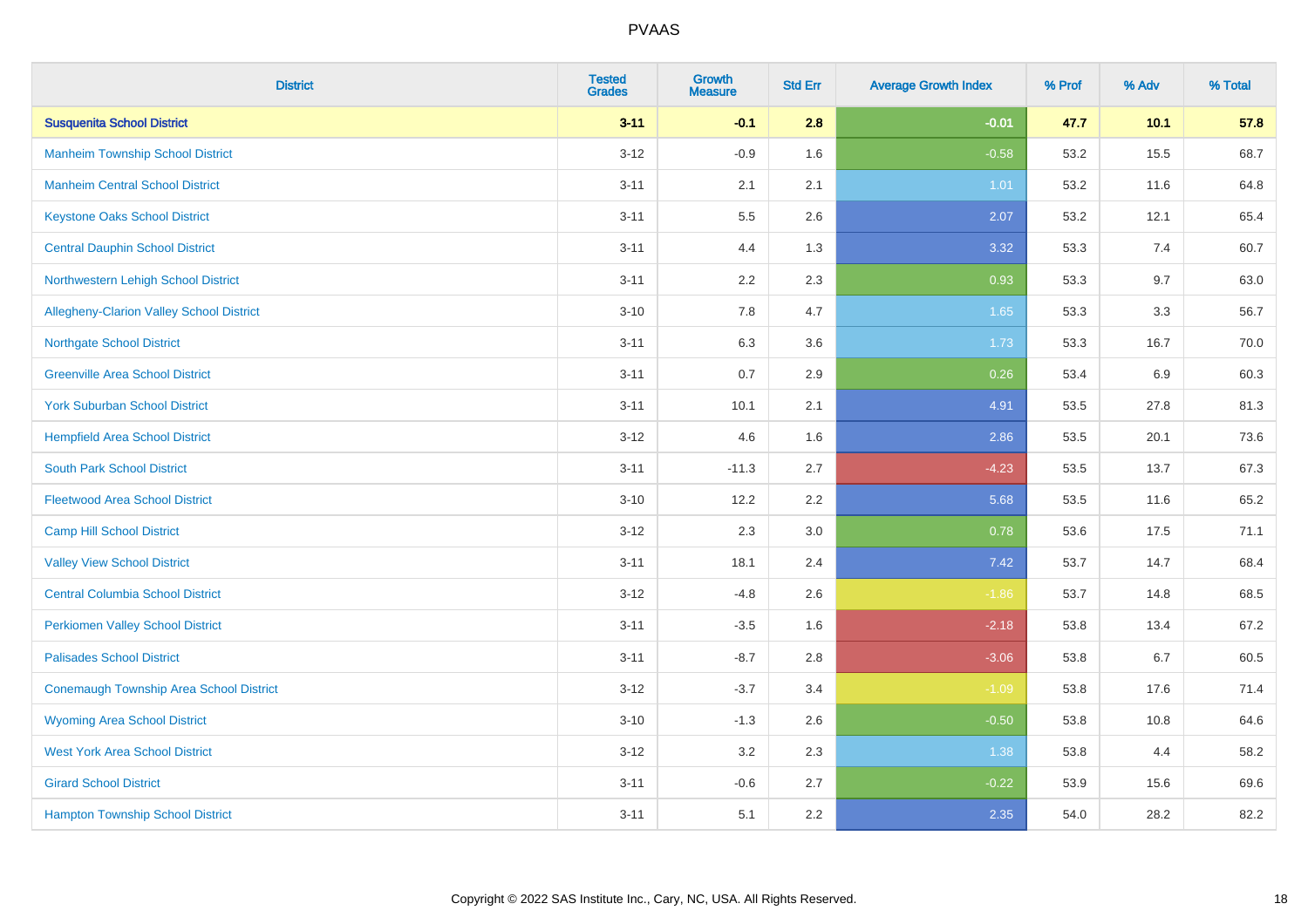| District | Tested Grades | Growth Measure | Std Err | Average Growth Index | % Prof | % Adv | % Total |
|---|---|---|---|---|---|---|---|
| **Susquenita School District** | **3-11** | **-0.1** | **2.8** | **-0.01** | **47.7** | **10.1** | **57.8** |
| Manheim Township School District | 3-12 | -0.9 | 1.6 | -0.58 | 53.2 | 15.5 | 68.7 |
| Manheim Central School District | 3-11 | 2.1 | 2.1 | 1.01 | 53.2 | 11.6 | 64.8 |
| Keystone Oaks School District | 3-11 | 5.5 | 2.6 | 2.07 | 53.2 | 12.1 | 65.4 |
| Central Dauphin School District | 3-11 | 4.4 | 1.3 | 3.32 | 53.3 | 7.4 | 60.7 |
| Northwestern Lehigh School District | 3-11 | 2.2 | 2.3 | 0.93 | 53.3 | 9.7 | 63.0 |
| Allegheny-Clarion Valley School District | 3-10 | 7.8 | 4.7 | 1.65 | 53.3 | 3.3 | 56.7 |
| Northgate School District | 3-11 | 6.3 | 3.6 | 1.73 | 53.3 | 16.7 | 70.0 |
| Greenville Area School District | 3-11 | 0.7 | 2.9 | 0.26 | 53.4 | 6.9 | 60.3 |
| York Suburban School District | 3-11 | 10.1 | 2.1 | 4.91 | 53.5 | 27.8 | 81.3 |
| Hempfield Area School District | 3-12 | 4.6 | 1.6 | 2.86 | 53.5 | 20.1 | 73.6 |
| South Park School District | 3-11 | -11.3 | 2.7 | -4.23 | 53.5 | 13.7 | 67.3 |
| Fleetwood Area School District | 3-10 | 12.2 | 2.2 | 5.68 | 53.5 | 11.6 | 65.2 |
| Camp Hill School District | 3-12 | 2.3 | 3.0 | 0.78 | 53.6 | 17.5 | 71.1 |
| Valley View School District | 3-11 | 18.1 | 2.4 | 7.42 | 53.7 | 14.7 | 68.4 |
| Central Columbia School District | 3-12 | -4.8 | 2.6 | -1.86 | 53.7 | 14.8 | 68.5 |
| Perkiomen Valley School District | 3-11 | -3.5 | 1.6 | -2.18 | 53.8 | 13.4 | 67.2 |
| Palisades School District | 3-11 | -8.7 | 2.8 | -3.06 | 53.8 | 6.7 | 60.5 |
| Conemaugh Township Area School District | 3-12 | -3.7 | 3.4 | -1.09 | 53.8 | 17.6 | 71.4 |
| Wyoming Area School District | 3-10 | -1.3 | 2.6 | -0.50 | 53.8 | 10.8 | 64.6 |
| West York Area School District | 3-12 | 3.2 | 2.3 | 1.38 | 53.8 | 4.4 | 58.2 |
| Girard School District | 3-11 | -0.6 | 2.7 | -0.22 | 53.9 | 15.6 | 69.6 |
| Hampton Township School District | 3-11 | 5.1 | 2.2 | 2.35 | 54.0 | 28.2 | 82.2 |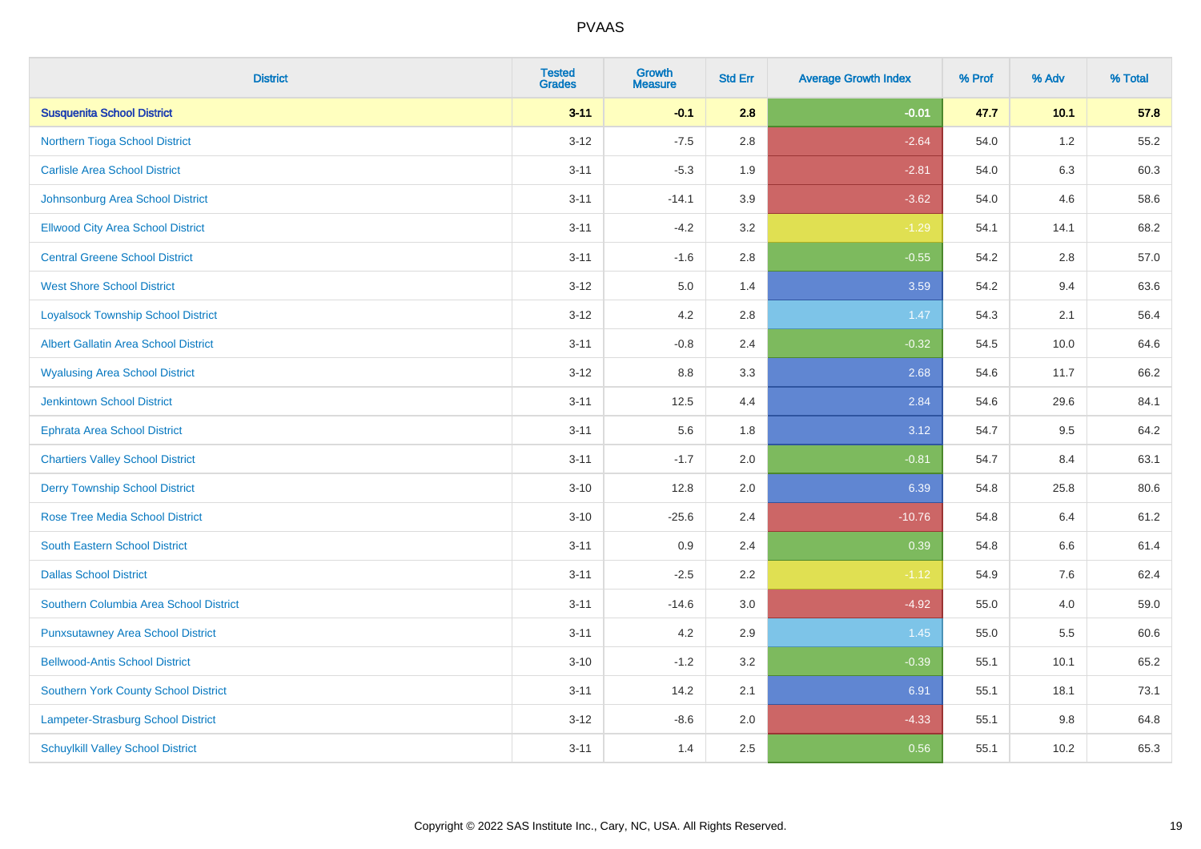# PVAAS

| District | Tested Grades | Growth Measure | Std Err | Average Growth Index | % Prof | % Adv | % Total |
|---|---|---|---|---|---|---|---|
| **Susquenita School District** | **3-11** | **-0.1** | **2.8** | **-0.01** | **47.7** | **10.1** | **57.8** |
| Northern Tioga School District | 3-12 | -7.5 | 2.8 | -2.64 | 54.0 | 1.2 | 55.2 |
| Carlisle Area School District | 3-11 | -5.3 | 1.9 | -2.81 | 54.0 | 6.3 | 60.3 |
| Johnsonburg Area School District | 3-11 | -14.1 | 3.9 | -3.62 | 54.0 | 4.6 | 58.6 |
| Ellwood City Area School District | 3-11 | -4.2 | 3.2 | -1.29 | 54.1 | 14.1 | 68.2 |
| Central Greene School District | 3-11 | -1.6 | 2.8 | -0.55 | 54.2 | 2.8 | 57.0 |
| West Shore School District | 3-12 | 5.0 | 1.4 | 3.59 | 54.2 | 9.4 | 63.6 |
| Loyalsock Township School District | 3-12 | 4.2 | 2.8 | 1.47 | 54.3 | 2.1 | 56.4 |
| Albert Gallatin Area School District | 3-11 | -0.8 | 2.4 | -0.32 | 54.5 | 10.0 | 64.6 |
| Wyalusing Area School District | 3-12 | 8.8 | 3.3 | 2.68 | 54.6 | 11.7 | 66.2 |
| Jenkintown School District | 3-11 | 12.5 | 4.4 | 2.84 | 54.6 | 29.6 | 84.1 |
| Ephrata Area School District | 3-11 | 5.6 | 1.8 | 3.12 | 54.7 | 9.5 | 64.2 |
| Chartiers Valley School District | 3-11 | -1.7 | 2.0 | -0.81 | 54.7 | 8.4 | 63.1 |
| Derry Township School District | 3-10 | 12.8 | 2.0 | 6.39 | 54.8 | 25.8 | 80.6 |
| Rose Tree Media School District | 3-10 | -25.6 | 2.4 | -10.76 | 54.8 | 6.4 | 61.2 |
| South Eastern School District | 3-11 | 0.9 | 2.4 | 0.39 | 54.8 | 6.6 | 61.4 |
| Dallas School District | 3-11 | -2.5 | 2.2 | -1.12 | 54.9 | 7.6 | 62.4 |
| Southern Columbia Area School District | 3-11 | -14.6 | 3.0 | -4.92 | 55.0 | 4.0 | 59.0 |
| Punxsutawney Area School District | 3-11 | 4.2 | 2.9 | 1.45 | 55.0 | 5.5 | 60.6 |
| Bellwood-Antis School District | 3-10 | -1.2 | 3.2 | -0.39 | 55.1 | 10.1 | 65.2 |
| Southern York County School District | 3-11 | 14.2 | 2.1 | 6.91 | 55.1 | 18.1 | 73.1 |
| Lampeter-Strasburg School District | 3-12 | -8.6 | 2.0 | -4.33 | 55.1 | 9.8 | 64.8 |
| Schuylkill Valley School District | 3-11 | 1.4 | 2.5 | 0.56 | 55.1 | 10.2 | 65.3 |

Copyright © 2022 SAS Institute Inc., Cary, NC, USA. All Rights Reserved.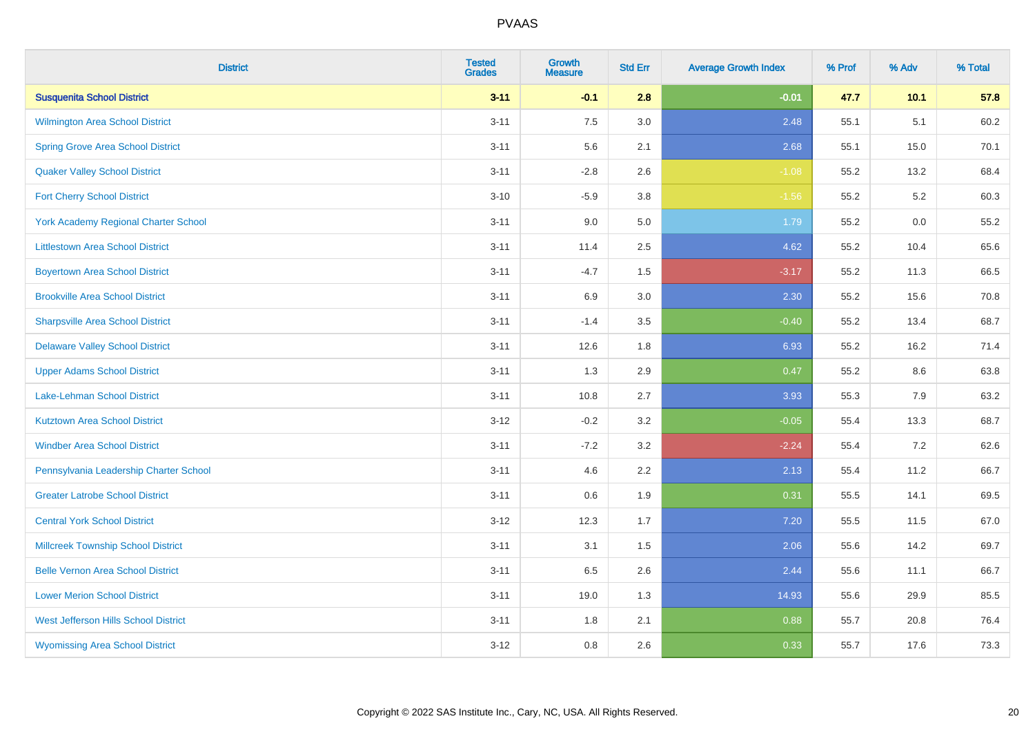# PVAAS

| District | Tested Grades | Growth Measure | Std Err | Average Growth Index | % Prof | % Adv | % Total |
|---|---|---|---|---|---|---|---|
| **Susquenita School District** | **3-11** | **-0.1** | **2.8** | **-0.01** | **47.7** | **10.1** | **57.8** |
| Wilmington Area School District | 3-11 | 7.5 | 3.0 | 2.48 | 55.1 | 5.1 | 60.2 |
| Spring Grove Area School District | 3-11 | 5.6 | 2.1 | 2.68 | 55.1 | 15.0 | 70.1 |
| Quaker Valley School District | 3-11 | -2.8 | 2.6 | -1.08 | 55.2 | 13.2 | 68.4 |
| Fort Cherry School District | 3-10 | -5.9 | 3.8 | -1.56 | 55.2 | 5.2 | 60.3 |
| York Academy Regional Charter School | 3-11 | 9.0 | 5.0 | 1.79 | 55.2 | 0.0 | 55.2 |
| Littlestown Area School District | 3-11 | 11.4 | 2.5 | 4.62 | 55.2 | 10.4 | 65.6 |
| Boyertown Area School District | 3-11 | -4.7 | 1.5 | -3.17 | 55.2 | 11.3 | 66.5 |
| Brookville Area School District | 3-11 | 6.9 | 3.0 | 2.30 | 55.2 | 15.6 | 70.8 |
| Sharpsville Area School District | 3-11 | -1.4 | 3.5 | -0.40 | 55.2 | 13.4 | 68.7 |
| Delaware Valley School District | 3-11 | 12.6 | 1.8 | 6.93 | 55.2 | 16.2 | 71.4 |
| Upper Adams School District | 3-11 | 1.3 | 2.9 | 0.47 | 55.2 | 8.6 | 63.8 |
| Lake-Lehman School District | 3-11 | 10.8 | 2.7 | 3.93 | 55.3 | 7.9 | 63.2 |
| Kutztown Area School District | 3-12 | -0.2 | 3.2 | -0.05 | 55.4 | 13.3 | 68.7 |
| Windber Area School District | 3-11 | -7.2 | 3.2 | -2.24 | 55.4 | 7.2 | 62.6 |
| Pennsylvania Leadership Charter School | 3-11 | 4.6 | 2.2 | 2.13 | 55.4 | 11.2 | 66.7 |
| Greater Latrobe School District | 3-11 | 0.6 | 1.9 | 0.31 | 55.5 | 14.1 | 69.5 |
| Central York School District | 3-12 | 12.3 | 1.7 | 7.20 | 55.5 | 11.5 | 67.0 |
| Millcreek Township School District | 3-11 | 3.1 | 1.5 | 2.06 | 55.6 | 14.2 | 69.7 |
| Belle Vernon Area School District | 3-11 | 6.5 | 2.6 | 2.44 | 55.6 | 11.1 | 66.7 |
| Lower Merion School District | 3-11 | 19.0 | 1.3 | 14.93 | 55.6 | 29.9 | 85.5 |
| West Jefferson Hills School District | 3-11 | 1.8 | 2.1 | 0.88 | 55.7 | 20.8 | 76.4 |
| Wyomissing Area School District | 3-12 | 0.8 | 2.6 | 0.33 | 55.7 | 17.6 | 73.3 |

Copyright © 2022 SAS Institute Inc., Cary, NC, USA. All Rights Reserved.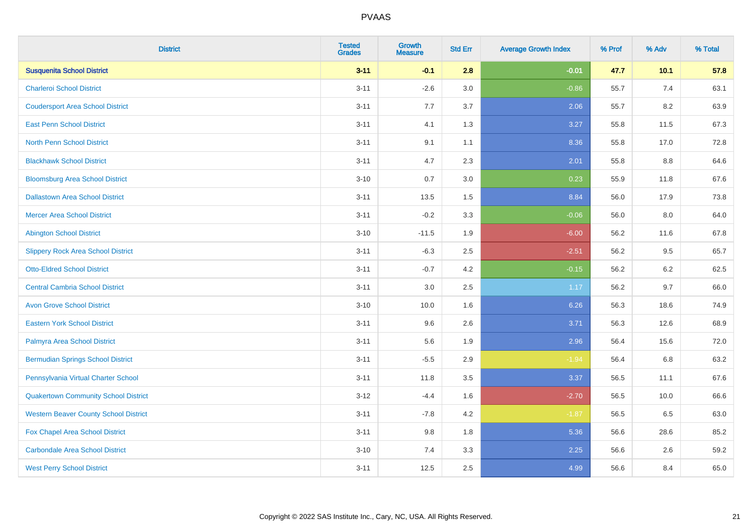# PVAAS

| District | Tested Grades | Growth Measure | Std Err | Average Growth Index | % Prof | % Adv | % Total |
|---|---|---|---|---|---|---|---|
| **Susquenita School District** | **3-11** | **-0.1** | **2.8** | **-0.01** | **47.7** | **10.1** | **57.8** |
| Charleroi School District | 3-11 | -2.6 | 3.0 | -0.86 | 55.7 | 7.4 | 63.1 |
| Coudersport Area School District | 3-11 | 7.7 | 3.7 | 2.06 | 55.7 | 8.2 | 63.9 |
| East Penn School District | 3-11 | 4.1 | 1.3 | 3.27 | 55.8 | 11.5 | 67.3 |
| North Penn School District | 3-11 | 9.1 | 1.1 | 8.36 | 55.8 | 17.0 | 72.8 |
| Blackhawk School District | 3-11 | 4.7 | 2.3 | 2.01 | 55.8 | 8.8 | 64.6 |
| Bloomsburg Area School District | 3-10 | 0.7 | 3.0 | 0.23 | 55.9 | 11.8 | 67.6 |
| Dallastown Area School District | 3-11 | 13.5 | 1.5 | 8.84 | 56.0 | 17.9 | 73.8 |
| Mercer Area School District | 3-11 | -0.2 | 3.3 | -0.06 | 56.0 | 8.0 | 64.0 |
| Abington School District | 3-10 | -11.5 | 1.9 | -6.00 | 56.2 | 11.6 | 67.8 |
| Slippery Rock Area School District | 3-11 | -6.3 | 2.5 | -2.51 | 56.2 | 9.5 | 65.7 |
| Otto-Eldred School District | 3-11 | -0.7 | 4.2 | -0.15 | 56.2 | 6.2 | 62.5 |
| Central Cambria School District | 3-11 | 3.0 | 2.5 | 1.17 | 56.2 | 9.7 | 66.0 |
| Avon Grove School District | 3-10 | 10.0 | 1.6 | 6.26 | 56.3 | 18.6 | 74.9 |
| Eastern York School District | 3-11 | 9.6 | 2.6 | 3.71 | 56.3 | 12.6 | 68.9 |
| Palmyra Area School District | 3-11 | 5.6 | 1.9 | 2.96 | 56.4 | 15.6 | 72.0 |
| Bermudian Springs School District | 3-11 | -5.5 | 2.9 | -1.94 | 56.4 | 6.8 | 63.2 |
| Pennsylvania Virtual Charter School | 3-11 | 11.8 | 3.5 | 3.37 | 56.5 | 11.1 | 67.6 |
| Quakertown Community School District | 3-12 | -4.4 | 1.6 | -2.70 | 56.5 | 10.0 | 66.6 |
| Western Beaver County School District | 3-11 | -7.8 | 4.2 | -1.87 | 56.5 | 6.5 | 63.0 |
| Fox Chapel Area School District | 3-11 | 9.8 | 1.8 | 5.36 | 56.6 | 28.6 | 85.2 |
| Carbondale Area School District | 3-10 | 7.4 | 3.3 | 2.25 | 56.6 | 2.6 | 59.2 |
| West Perry School District | 3-11 | 12.5 | 2.5 | 4.99 | 56.6 | 8.4 | 65.0 |

Copyright © 2022 SAS Institute Inc., Cary, NC, USA. All Rights Reserved.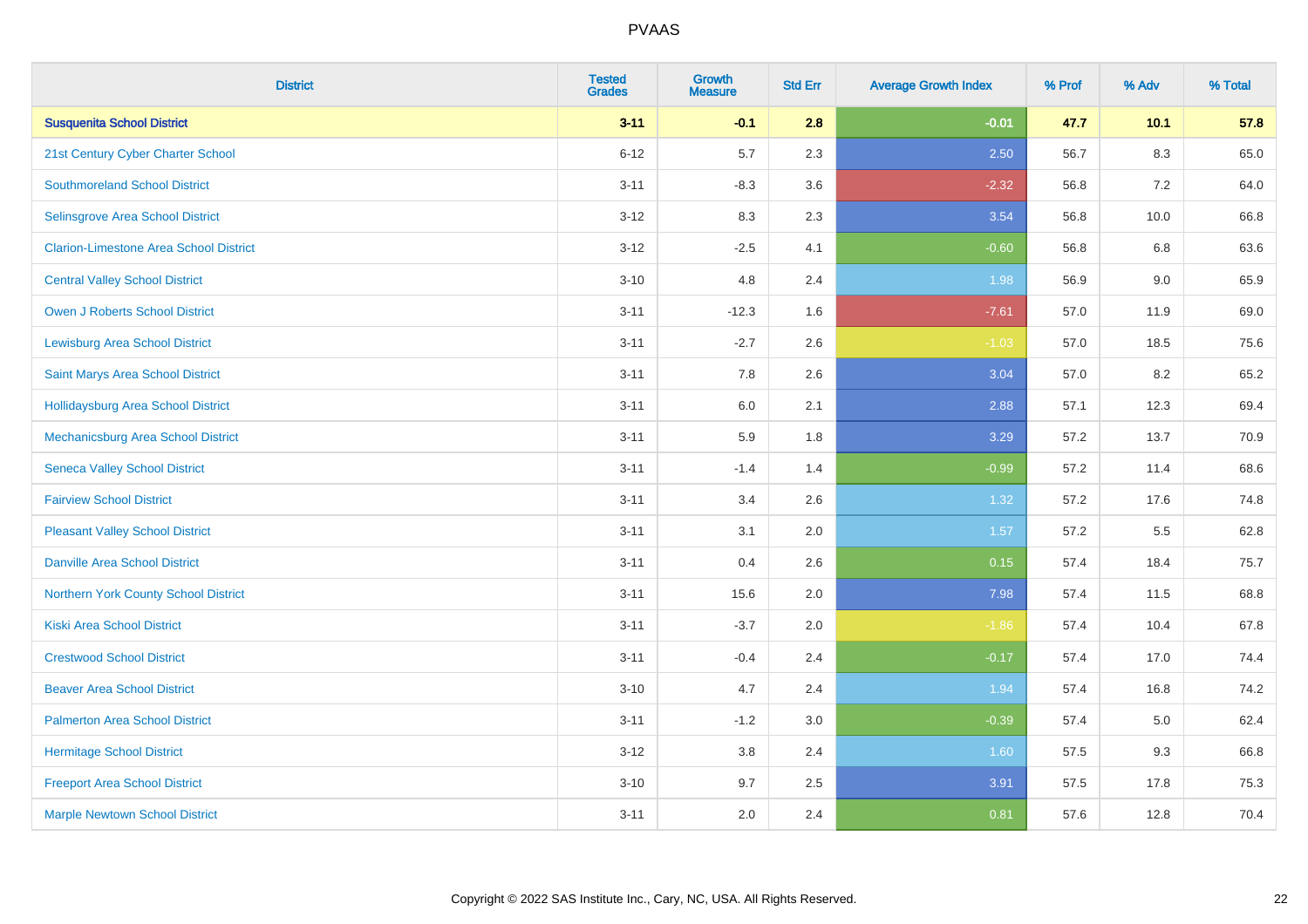# PVAAS

| District | Tested Grades | Growth Measure | Std Err | Average Growth Index | % Prof | % Adv | % Total |
|---|---|---|---|---|---|---|---|
| **Susquenita School District** | **3-11** | **-0.1** | **2.8** | **-0.01** | **47.7** | **10.1** | **57.8** |
| 21st Century Cyber Charter School | 6-12 | 5.7 | 2.3 | 2.50 | 56.7 | 8.3 | 65.0 |
| Southmoreland School District | 3-11 | -8.3 | 3.6 | -2.32 | 56.8 | 7.2 | 64.0 |
| Selinsgrove Area School District | 3-12 | 8.3 | 2.3 | 3.54 | 56.8 | 10.0 | 66.8 |
| Clarion-Limestone Area School District | 3-12 | -2.5 | 4.1 | -0.60 | 56.8 | 6.8 | 63.6 |
| Central Valley School District | 3-10 | 4.8 | 2.4 | 1.98 | 56.9 | 9.0 | 65.9 |
| Owen J Roberts School District | 3-11 | -12.3 | 1.6 | -7.61 | 57.0 | 11.9 | 69.0 |
| Lewisburg Area School District | 3-11 | -2.7 | 2.6 | -1.03 | 57.0 | 18.5 | 75.6 |
| Saint Marys Area School District | 3-11 | 7.8 | 2.6 | 3.04 | 57.0 | 8.2 | 65.2 |
| Hollidaysburg Area School District | 3-11 | 6.0 | 2.1 | 2.88 | 57.1 | 12.3 | 69.4 |
| Mechanicsburg Area School District | 3-11 | 5.9 | 1.8 | 3.29 | 57.2 | 13.7 | 70.9 |
| Seneca Valley School District | 3-11 | -1.4 | 1.4 | -0.99 | 57.2 | 11.4 | 68.6 |
| Fairview School District | 3-11 | 3.4 | 2.6 | 1.32 | 57.2 | 17.6 | 74.8 |
| Pleasant Valley School District | 3-11 | 3.1 | 2.0 | 1.57 | 57.2 | 5.5 | 62.8 |
| Danville Area School District | 3-11 | 0.4 | 2.6 | 0.15 | 57.4 | 18.4 | 75.7 |
| Northern York County School District | 3-11 | 15.6 | 2.0 | 7.98 | 57.4 | 11.5 | 68.8 |
| Kiski Area School District | 3-11 | -3.7 | 2.0 | -1.86 | 57.4 | 10.4 | 67.8 |
| Crestwood School District | 3-11 | -0.4 | 2.4 | -0.17 | 57.4 | 17.0 | 74.4 |
| Beaver Area School District | 3-10 | 4.7 | 2.4 | 1.94 | 57.4 | 16.8 | 74.2 |
| Palmerton Area School District | 3-11 | -1.2 | 3.0 | -0.39 | 57.4 | 5.0 | 62.4 |
| Hermitage School District | 3-12 | 3.8 | 2.4 | 1.60 | 57.5 | 9.3 | 66.8 |
| Freeport Area School District | 3-10 | 9.7 | 2.5 | 3.91 | 57.5 | 17.8 | 75.3 |
| Marple Newtown School District | 3-11 | 2.0 | 2.4 | 0.81 | 57.6 | 12.8 | 70.4 |

Copyright © 2022 SAS Institute Inc., Cary, NC, USA. All Rights Reserved.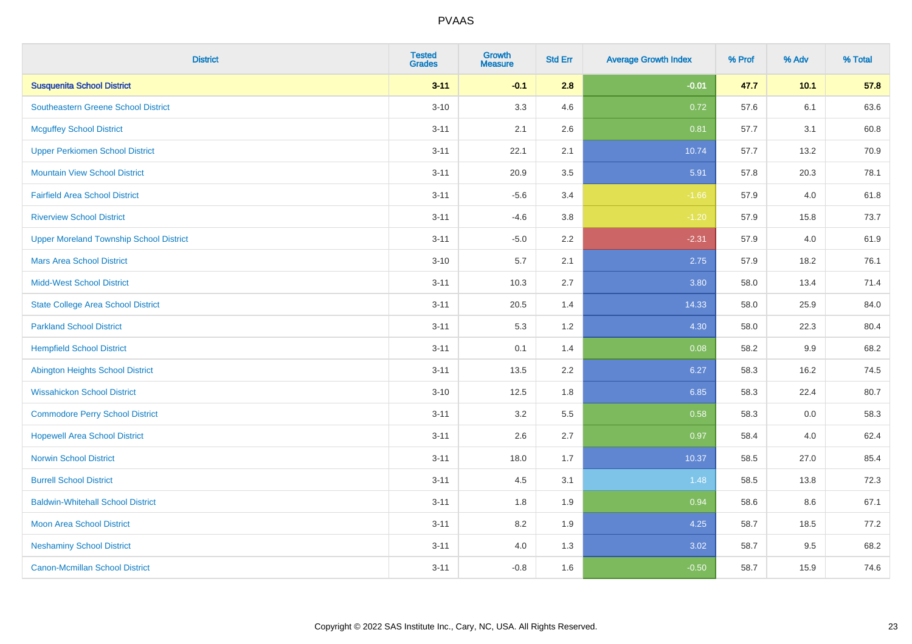# PVAAS

| District | Tested Grades | Growth Measure | Std Err | Average Growth Index | % Prof | % Adv | % Total |
|---|---|---|---|---|---|---|---|
| **Susquenita School District** | **3-11** | **-0.1** | **2.8** | **-0.01** | **47.7** | **10.1** | **57.8** |
| Southeastern Greene School District | 3-10 | 3.3 | 4.6 | 0.72 | 57.6 | 6.1 | 63.6 |
| Mcguffey School District | 3-11 | 2.1 | 2.6 | 0.81 | 57.7 | 3.1 | 60.8 |
| Upper Perkiomen School District | 3-11 | 22.1 | 2.1 | 10.74 | 57.7 | 13.2 | 70.9 |
| Mountain View School District | 3-11 | 20.9 | 3.5 | 5.91 | 57.8 | 20.3 | 78.1 |
| Fairfield Area School District | 3-11 | -5.6 | 3.4 | -1.66 | 57.9 | 4.0 | 61.8 |
| Riverview School District | 3-11 | -4.6 | 3.8 | -1.20 | 57.9 | 15.8 | 73.7 |
| Upper Moreland Township School District | 3-11 | -5.0 | 2.2 | -2.31 | 57.9 | 4.0 | 61.9 |
| Mars Area School District | 3-10 | 5.7 | 2.1 | 2.75 | 57.9 | 18.2 | 76.1 |
| Midd-West School District | 3-11 | 10.3 | 2.7 | 3.80 | 58.0 | 13.4 | 71.4 |
| State College Area School District | 3-11 | 20.5 | 1.4 | 14.33 | 58.0 | 25.9 | 84.0 |
| Parkland School District | 3-11 | 5.3 | 1.2 | 4.30 | 58.0 | 22.3 | 80.4 |
| Hempfield School District | 3-11 | 0.1 | 1.4 | 0.08 | 58.2 | 9.9 | 68.2 |
| Abington Heights School District | 3-11 | 13.5 | 2.2 | 6.27 | 58.3 | 16.2 | 74.5 |
| Wissahickon School District | 3-10 | 12.5 | 1.8 | 6.85 | 58.3 | 22.4 | 80.7 |
| Commodore Perry School District | 3-11 | 3.2 | 5.5 | 0.58 | 58.3 | 0.0 | 58.3 |
| Hopewell Area School District | 3-11 | 2.6 | 2.7 | 0.97 | 58.4 | 4.0 | 62.4 |
| Norwin School District | 3-11 | 18.0 | 1.7 | 10.37 | 58.5 | 27.0 | 85.4 |
| Burrell School District | 3-11 | 4.5 | 3.1 | 1.48 | 58.5 | 13.8 | 72.3 |
| Baldwin-Whitehall School District | 3-11 | 1.8 | 1.9 | 0.94 | 58.6 | 8.6 | 67.1 |
| Moon Area School District | 3-11 | 8.2 | 1.9 | 4.25 | 58.7 | 18.5 | 77.2 |
| Neshaminy School District | 3-11 | 4.0 | 1.3 | 3.02 | 58.7 | 9.5 | 68.2 |
| Canon-Mcmillan School District | 3-11 | -0.8 | 1.6 | -0.50 | 58.7 | 15.9 | 74.6 |

Copyright © 2022 SAS Institute Inc., Cary, NC, USA. All Rights Reserved.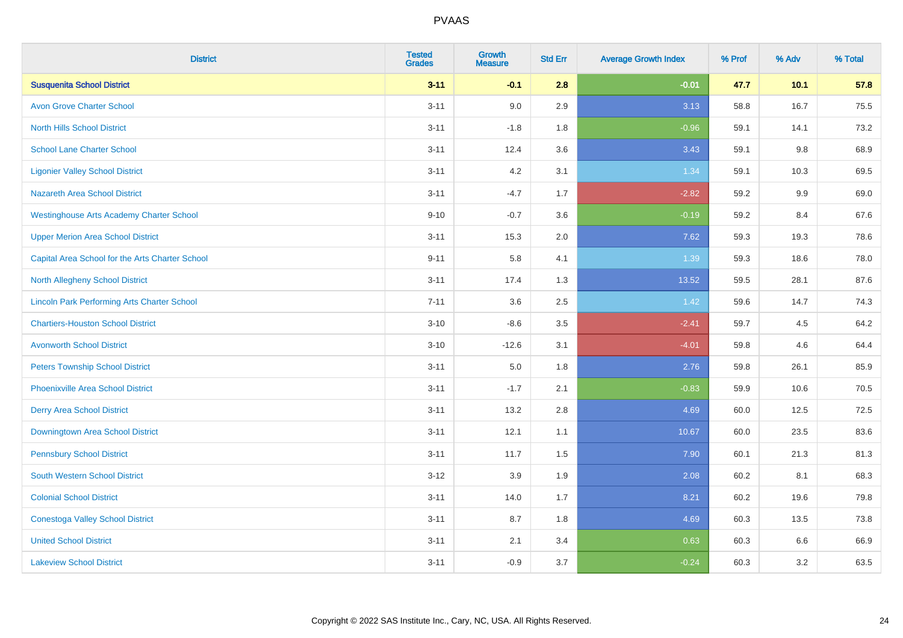| District | Tested Grades | Growth Measure | Std Err | Average Growth Index | % Prof | % Adv | % Total |
|---|---|---|---|---|---|---|---|
| **Susquenita School District** | **3-11** | **-0.1** | **2.8** | **-0.01** | **47.7** | **10.1** | **57.8** |
| Avon Grove Charter School | 3-11 | 9.0 | 2.9 | 3.13 | 58.8 | 16.7 | 75.5 |
| North Hills School District | 3-11 | -1.8 | 1.8 | -0.96 | 59.1 | 14.1 | 73.2 |
| School Lane Charter School | 3-11 | 12.4 | 3.6 | 3.43 | 59.1 | 9.8 | 68.9 |
| Ligonier Valley School District | 3-11 | 4.2 | 3.1 | 1.34 | 59.1 | 10.3 | 69.5 |
| Nazareth Area School District | 3-11 | -4.7 | 1.7 | -2.82 | 59.2 | 9.9 | 69.0 |
| Westinghouse Arts Academy Charter School | 9-10 | -0.7 | 3.6 | -0.19 | 59.2 | 8.4 | 67.6 |
| Upper Merion Area School District | 3-11 | 15.3 | 2.0 | 7.62 | 59.3 | 19.3 | 78.6 |
| Capital Area School for the Arts Charter School | 9-11 | 5.8 | 4.1 | 1.39 | 59.3 | 18.6 | 78.0 |
| North Allegheny School District | 3-11 | 17.4 | 1.3 | 13.52 | 59.5 | 28.1 | 87.6 |
| Lincoln Park Performing Arts Charter School | 7-11 | 3.6 | 2.5 | 1.42 | 59.6 | 14.7 | 74.3 |
| Chartiers-Houston School District | 3-10 | -8.6 | 3.5 | -2.41 | 59.7 | 4.5 | 64.2 |
| Avonworth School District | 3-10 | -12.6 | 3.1 | -4.01 | 59.8 | 4.6 | 64.4 |
| Peters Township School District | 3-11 | 5.0 | 1.8 | 2.76 | 59.8 | 26.1 | 85.9 |
| Phoenixville Area School District | 3-11 | -1.7 | 2.1 | -0.83 | 59.9 | 10.6 | 70.5 |
| Derry Area School District | 3-11 | 13.2 | 2.8 | 4.69 | 60.0 | 12.5 | 72.5 |
| Downingtown Area School District | 3-11 | 12.1 | 1.1 | 10.67 | 60.0 | 23.5 | 83.6 |
| Pennsbury School District | 3-11 | 11.7 | 1.5 | 7.90 | 60.1 | 21.3 | 81.3 |
| South Western School District | 3-12 | 3.9 | 1.9 | 2.08 | 60.2 | 8.1 | 68.3 |
| Colonial School District | 3-11 | 14.0 | 1.7 | 8.21 | 60.2 | 19.6 | 79.8 |
| Conestoga Valley School District | 3-11 | 8.7 | 1.8 | 4.69 | 60.3 | 13.5 | 73.8 |
| United School District | 3-11 | 2.1 | 3.4 | 0.63 | 60.3 | 6.6 | 66.9 |
| Lakeview School District | 3-11 | -0.9 | 3.7 | -0.24 | 60.3 | 3.2 | 63.5 |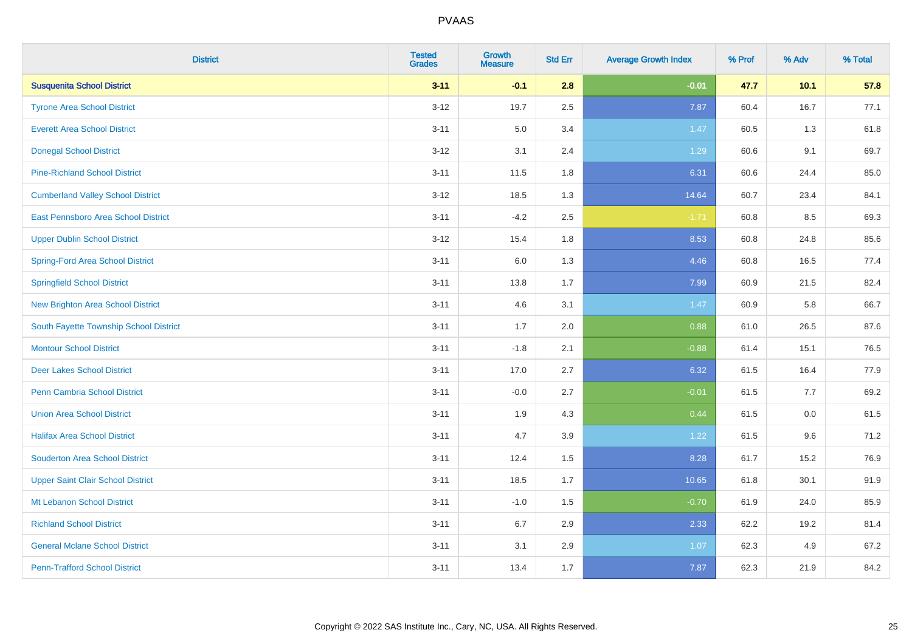# PVAAS

| District | Tested Grades | Growth Measure | Std Err | Average Growth Index | % Prof | % Adv | % Total |
|---|---|---|---|---|---|---|---|
| **Susquenita School District** | **3-11** | **-0.1** | **2.8** | **-0.01** | **47.7** | **10.1** | **57.8** |
| Tyrone Area School District | 3-12 | 19.7 | 2.5 | 7.87 | 60.4 | 16.7 | 77.1 |
| Everett Area School District | 3-11 | 5.0 | 3.4 | 1.47 | 60.5 | 1.3 | 61.8 |
| Donegal School District | 3-12 | 3.1 | 2.4 | 1.29 | 60.6 | 9.1 | 69.7 |
| Pine-Richland School District | 3-11 | 11.5 | 1.8 | 6.31 | 60.6 | 24.4 | 85.0 |
| Cumberland Valley School District | 3-12 | 18.5 | 1.3 | 14.64 | 60.7 | 23.4 | 84.1 |
| East Pennsboro Area School District | 3-11 | -4.2 | 2.5 | -1.71 | 60.8 | 8.5 | 69.3 |
| Upper Dublin School District | 3-12 | 15.4 | 1.8 | 8.53 | 60.8 | 24.8 | 85.6 |
| Spring-Ford Area School District | 3-11 | 6.0 | 1.3 | 4.46 | 60.8 | 16.5 | 77.4 |
| Springfield School District | 3-11 | 13.8 | 1.7 | 7.99 | 60.9 | 21.5 | 82.4 |
| New Brighton Area School District | 3-11 | 4.6 | 3.1 | 1.47 | 60.9 | 5.8 | 66.7 |
| South Fayette Township School District | 3-11 | 1.7 | 2.0 | 0.88 | 61.0 | 26.5 | 87.6 |
| Montour School District | 3-11 | -1.8 | 2.1 | -0.88 | 61.4 | 15.1 | 76.5 |
| Deer Lakes School District | 3-11 | 17.0 | 2.7 | 6.32 | 61.5 | 16.4 | 77.9 |
| Penn Cambria School District | 3-11 | -0.0 | 2.7 | -0.01 | 61.5 | 7.7 | 69.2 |
| Union Area School District | 3-11 | 1.9 | 4.3 | 0.44 | 61.5 | 0.0 | 61.5 |
| Halifax Area School District | 3-11 | 4.7 | 3.9 | 1.22 | 61.5 | 9.6 | 71.2 |
| Souderton Area School District | 3-11 | 12.4 | 1.5 | 8.28 | 61.7 | 15.2 | 76.9 |
| Upper Saint Clair School District | 3-11 | 18.5 | 1.7 | 10.65 | 61.8 | 30.1 | 91.9 |
| Mt Lebanon School District | 3-11 | -1.0 | 1.5 | -0.70 | 61.9 | 24.0 | 85.9 |
| Richland School District | 3-11 | 6.7 | 2.9 | 2.33 | 62.2 | 19.2 | 81.4 |
| General Mclane School District | 3-11 | 3.1 | 2.9 | 1.07 | 62.3 | 4.9 | 67.2 |
| Penn-Trafford School District | 3-11 | 13.4 | 1.7 | 7.87 | 62.3 | 21.9 | 84.2 |

Copyright © 2022 SAS Institute Inc., Cary, NC, USA. All Rights Reserved.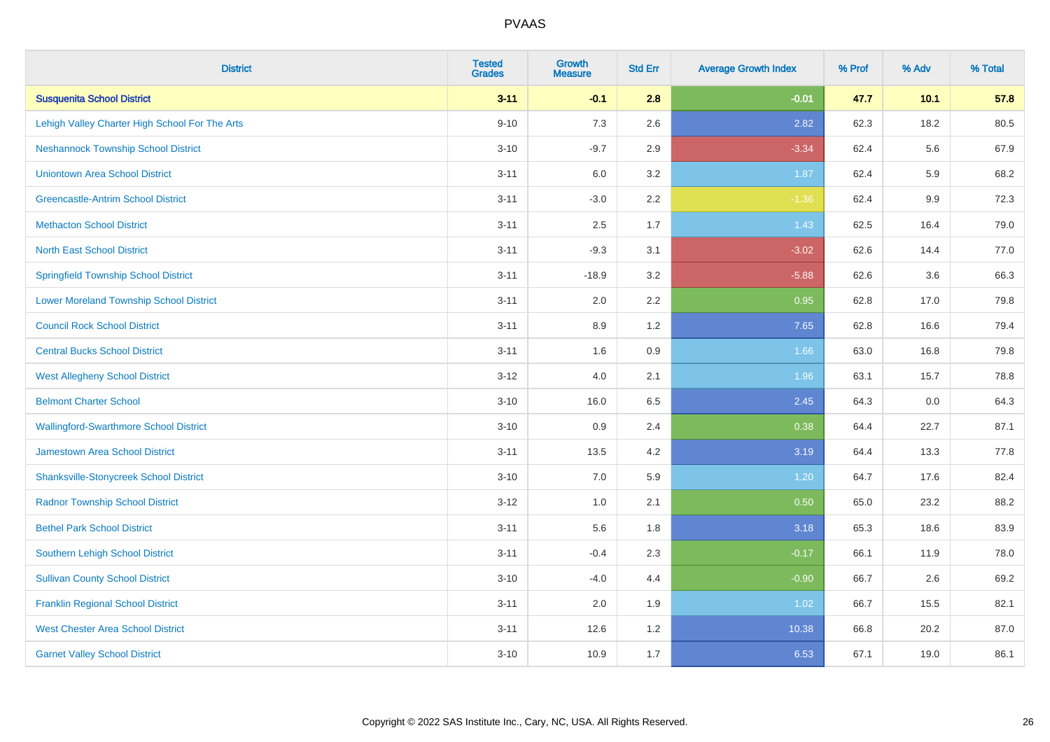# PVAAS

| District | Tested Grades | Growth Measure | Std Err | Average Growth Index | % Prof | % Adv | % Total |
|---|---|---|---|---|---|---|---|
| **Susquenita School District** | **3-11** | **-0.1** | **2.8** | **-0.01** | **47.7** | **10.1** | **57.8** |
| Lehigh Valley Charter High School For The Arts | 9-10 | 7.3 | 2.6 | 2.82 | 62.3 | 18.2 | 80.5 |
| Neshannock Township School District | 3-10 | -9.7 | 2.9 | -3.34 | 62.4 | 5.6 | 67.9 |
| Uniontown Area School District | 3-11 | 6.0 | 3.2 | 1.87 | 62.4 | 5.9 | 68.2 |
| Greencastle-Antrim School District | 3-11 | -3.0 | 2.2 | -1.36 | 62.4 | 9.9 | 72.3 |
| Methacton School District | 3-11 | 2.5 | 1.7 | 1.43 | 62.5 | 16.4 | 79.0 |
| North East School District | 3-11 | -9.3 | 3.1 | -3.02 | 62.6 | 14.4 | 77.0 |
| Springfield Township School District | 3-11 | -18.9 | 3.2 | -5.88 | 62.6 | 3.6 | 66.3 |
| Lower Moreland Township School District | 3-11 | 2.0 | 2.2 | 0.95 | 62.8 | 17.0 | 79.8 |
| Council Rock School District | 3-11 | 8.9 | 1.2 | 7.65 | 62.8 | 16.6 | 79.4 |
| Central Bucks School District | 3-11 | 1.6 | 0.9 | 1.66 | 63.0 | 16.8 | 79.8 |
| West Allegheny School District | 3-12 | 4.0 | 2.1 | 1.96 | 63.1 | 15.7 | 78.8 |
| Belmont Charter School | 3-10 | 16.0 | 6.5 | 2.45 | 64.3 | 0.0 | 64.3 |
| Wallingford-Swarthmore School District | 3-10 | 0.9 | 2.4 | 0.38 | 64.4 | 22.7 | 87.1 |
| Jamestown Area School District | 3-11 | 13.5 | 4.2 | 3.19 | 64.4 | 13.3 | 77.8 |
| Shanksville-Stonycreek School District | 3-10 | 7.0 | 5.9 | 1.20 | 64.7 | 17.6 | 82.4 |
| Radnor Township School District | 3-12 | 1.0 | 2.1 | 0.50 | 65.0 | 23.2 | 88.2 |
| Bethel Park School District | 3-11 | 5.6 | 1.8 | 3.18 | 65.3 | 18.6 | 83.9 |
| Southern Lehigh School District | 3-11 | -0.4 | 2.3 | -0.17 | 66.1 | 11.9 | 78.0 |
| Sullivan County School District | 3-10 | -4.0 | 4.4 | -0.90 | 66.7 | 2.6 | 69.2 |
| Franklin Regional School District | 3-11 | 2.0 | 1.9 | 1.02 | 66.7 | 15.5 | 82.1 |
| West Chester Area School District | 3-11 | 12.6 | 1.2 | 10.38 | 66.8 | 20.2 | 87.0 |
| Garnet Valley School District | 3-10 | 10.9 | 1.7 | 6.53 | 67.1 | 19.0 | 86.1 |

Copyright © 2022 SAS Institute Inc., Cary, NC, USA. All Rights Reserved.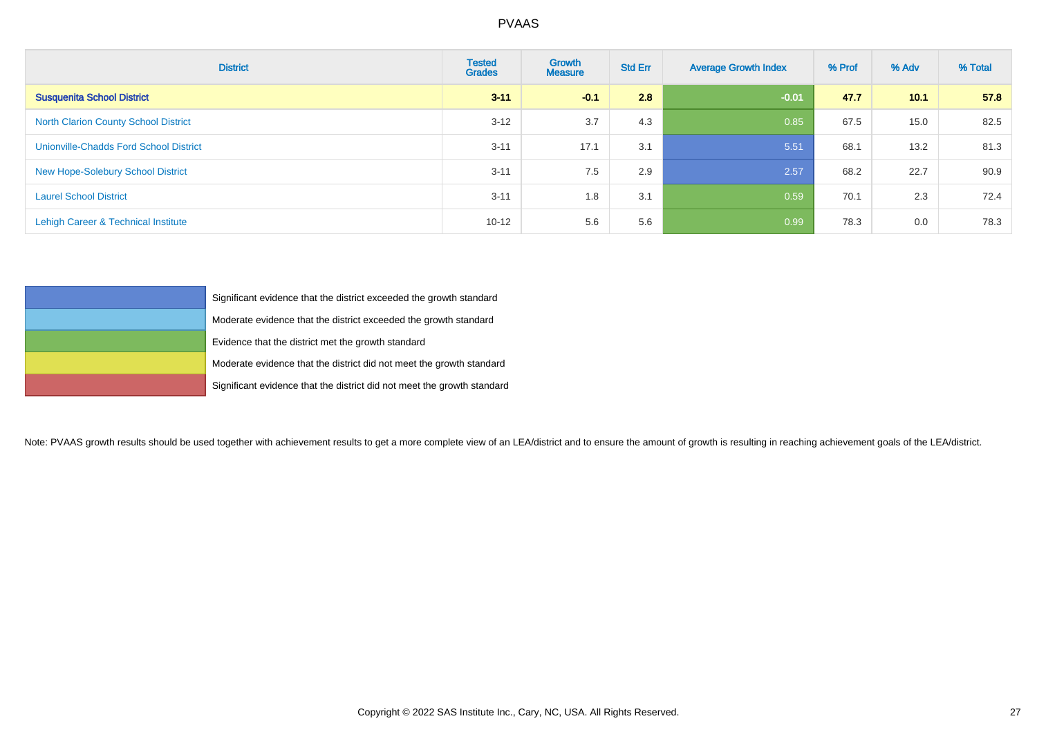# PVAAS

| District | Tested Grades | Growth Measure | Std Err | Average Growth Index | % Prof | % Adv | % Total |
|---|---|---|---|---|---|---|---|
| **Susquenita School District** | **3-11** | **-0.1** | **2.8** | **-0.01** | **47.7** | **10.1** | **57.8** |
| North Clarion County School District | 3-12 | 3.7 | 4.3 | 0.85 | 67.5 | 15.0 | 82.5 |
| Unionville-Chadds Ford School District | 3-11 | 17.1 | 3.1 | 5.51 | 68.1 | 13.2 | 81.3 |
| New Hope-Solebury School District | 3-11 | 7.5 | 2.9 | 2.57 | 68.2 | 22.7 | 90.9 |
| Laurel School District | 3-11 | 1.8 | 3.1 | 0.59 | 70.1 | 2.3 | 72.4 |
| Lehigh Career & Technical Institute | 10-12 | 5.6 | 5.6 | 0.99 | 78.3 | 0.0 | 78.3 |

- Significant evidence that the district exceeded the growth standard
- Moderate evidence that the district exceeded the growth standard
- Evidence that the district met the growth standard
- Moderate evidence that the district did not meet the growth standard
- Significant evidence that the district did not meet the growth standard

Note: PVAAS growth results should be used together with achievement results to get a more complete view of an LEA/district and to ensure the amount of growth is resulting in reaching achievement goals of the LEA/district.

Copyright © 2022 SAS Institute Inc., Cary, NC, USA. All Rights Reserved.